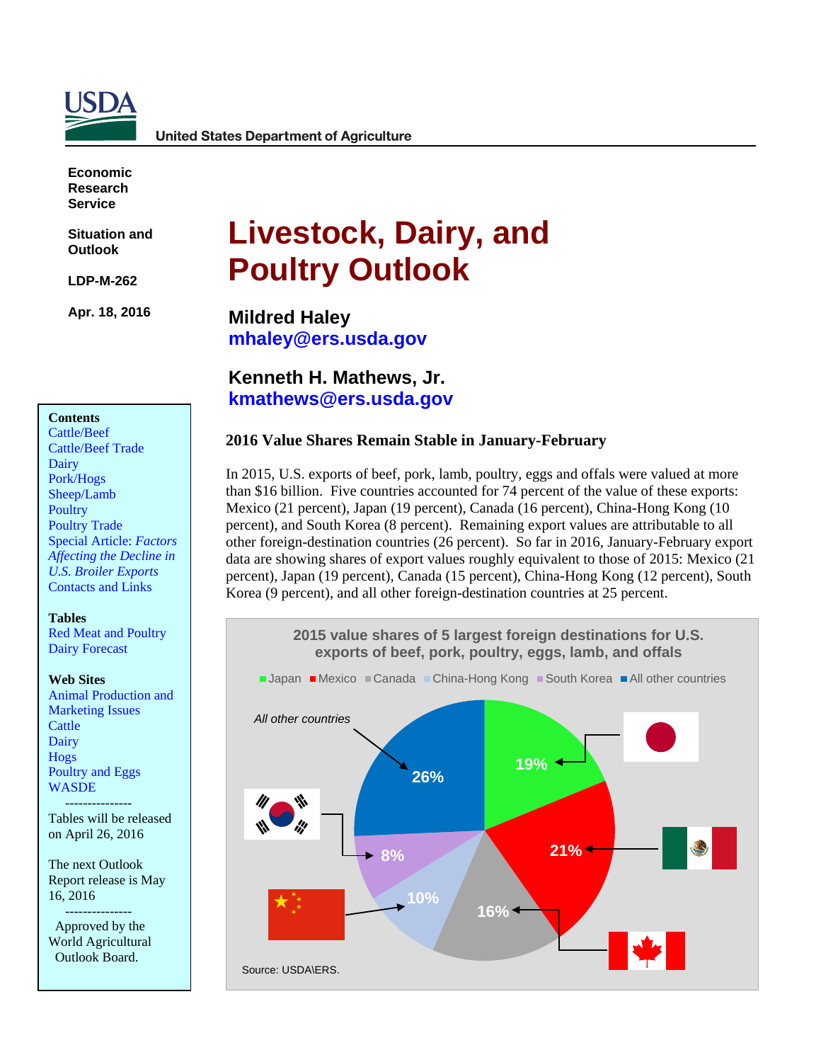USDA

United States Department of Agriculture

**Economic Research Service**

**Situation and Outlook**

**LDP-M-262**

**Apr. 18, 2016**

# Livestock, Dairy, and Poultry Outlook

**Mildred Haley**
**mhaley@ers.usda.gov**

**Kenneth H. Mathews, Jr.**
**kmathews@ers.usda.gov**

**Contents**
- Cattle/Beef
- Cattle/Beef Trade
- Dairy
- Pork/Hogs
- Sheep/Lamb
- Poultry
- Poultry Trade
- Special Article: *Factors Affecting the Decline in U.S. Broiler Exports*
- Contacts and Links

**Tables**
- Red Meat and Poultry
- Dairy Forecast

**Web Sites**
- Animal Production and Marketing Issues
- Cattle
- Dairy
- Hogs
- Poultry and Eggs
- WASDE

---------------

Tables will be released on April 26, 2016

The next Outlook Report release is May 16, 2016

---------------

Approved by the World Agricultural Outlook Board.

## 2016 Value Shares Remain Stable in January-February

In 2015, U.S. exports of beef, pork, lamb, poultry, eggs and offals were valued at more than $16 billion. Five countries accounted for 74 percent of the value of these exports: Mexico (21 percent), Japan (19 percent), Canada (16 percent), China-Hong Kong (10 percent), and South Korea (8 percent). Remaining export values are attributable to all other foreign-destination countries (26 percent). So far in 2016, January-February export data are showing shares of export values roughly equivalent to those of 2015: Mexico (21 percent), Japan (19 percent), Canada (15 percent), China-Hong Kong (12 percent), South Korea (9 percent), and all other foreign-destination countries at 25 percent.

**2015 value shares of 5 largest foreign destinations for U.S. exports of beef, pork, poultry, eggs, lamb, and offals**

| Destination | Share |
|---|---|
| Japan | 19% |
| Mexico | 21% |
| Canada | 16% |
| China-Hong Kong | 10% |
| South Korea | 8% |
| All other countries | 26% |

Source: USDA\ERS.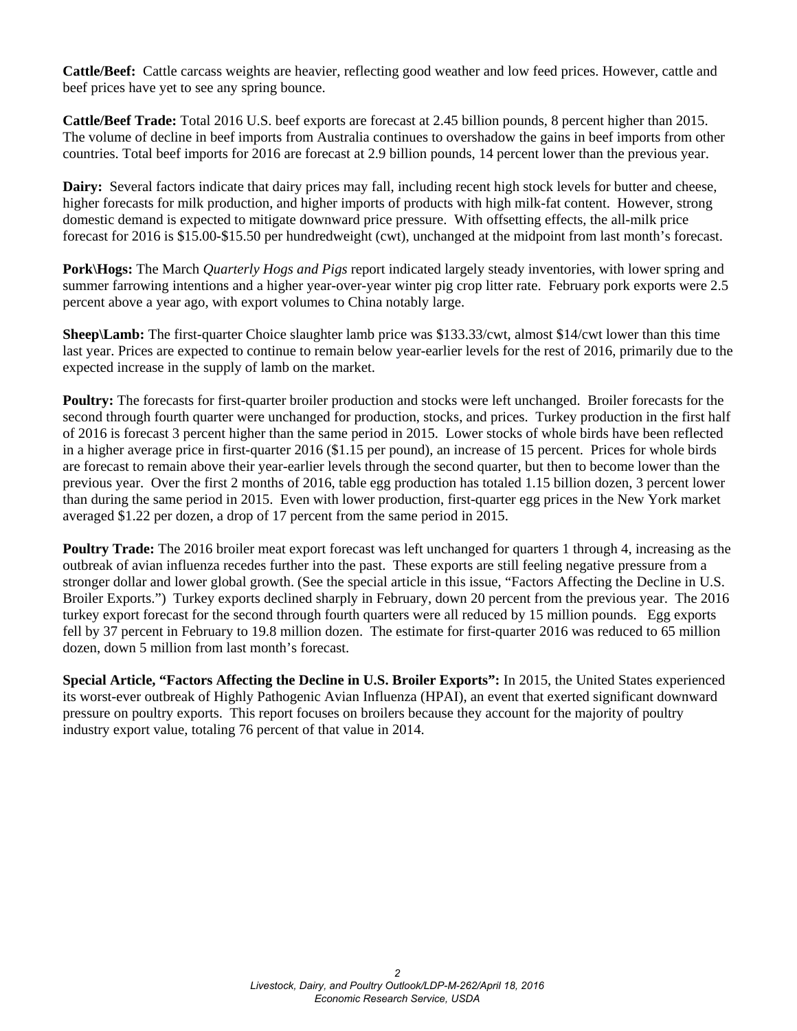**Cattle/Beef:** Cattle carcass weights are heavier, reflecting good weather and low feed prices. However, cattle and beef prices have yet to see any spring bounce.

**Cattle/Beef Trade:** Total 2016 U.S. beef exports are forecast at 2.45 billion pounds, 8 percent higher than 2015. The volume of decline in beef imports from Australia continues to overshadow the gains in beef imports from other countries. Total beef imports for 2016 are forecast at 2.9 billion pounds, 14 percent lower than the previous year.

**Dairy:** Several factors indicate that dairy prices may fall, including recent high stock levels for butter and cheese, higher forecasts for milk production, and higher imports of products with high milk-fat content. However, strong domestic demand is expected to mitigate downward price pressure. With offsetting effects, the all-milk price forecast for 2016 is $15.00-$15.50 per hundredweight (cwt), unchanged at the midpoint from last month's forecast.

**Pork\Hogs:** The March *Quarterly Hogs and Pigs* report indicated largely steady inventories, with lower spring and summer farrowing intentions and a higher year-over-year winter pig crop litter rate. February pork exports were 2.5 percent above a year ago, with export volumes to China notably large.

**Sheep\Lamb:** The first-quarter Choice slaughter lamb price was $133.33/cwt, almost $14/cwt lower than this time last year. Prices are expected to continue to remain below year-earlier levels for the rest of 2016, primarily due to the expected increase in the supply of lamb on the market.

**Poultry:** The forecasts for first-quarter broiler production and stocks were left unchanged. Broiler forecasts for the second through fourth quarter were unchanged for production, stocks, and prices. Turkey production in the first half of 2016 is forecast 3 percent higher than the same period in 2015. Lower stocks of whole birds have been reflected in a higher average price in first-quarter 2016 ($1.15 per pound), an increase of 15 percent. Prices for whole birds are forecast to remain above their year-earlier levels through the second quarter, but then to become lower than the previous year. Over the first 2 months of 2016, table egg production has totaled 1.15 billion dozen, 3 percent lower than during the same period in 2015. Even with lower production, first-quarter egg prices in the New York market averaged $1.22 per dozen, a drop of 17 percent from the same period in 2015.

**Poultry Trade:** The 2016 broiler meat export forecast was left unchanged for quarters 1 through 4, increasing as the outbreak of avian influenza recedes further into the past. These exports are still feeling negative pressure from a stronger dollar and lower global growth. (See the special article in this issue, "Factors Affecting the Decline in U.S. Broiler Exports.") Turkey exports declined sharply in February, down 20 percent from the previous year. The 2016 turkey export forecast for the second through fourth quarters were all reduced by 15 million pounds. Egg exports fell by 37 percent in February to 19.8 million dozen. The estimate for first-quarter 2016 was reduced to 65 million dozen, down 5 million from last month's forecast.

**Special Article, "Factors Affecting the Decline in U.S. Broiler Exports":** In 2015, the United States experienced its worst-ever outbreak of Highly Pathogenic Avian Influenza (HPAI), an event that exerted significant downward pressure on poultry exports. This report focuses on broilers because they account for the majority of poultry industry export value, totaling 76 percent of that value in 2014.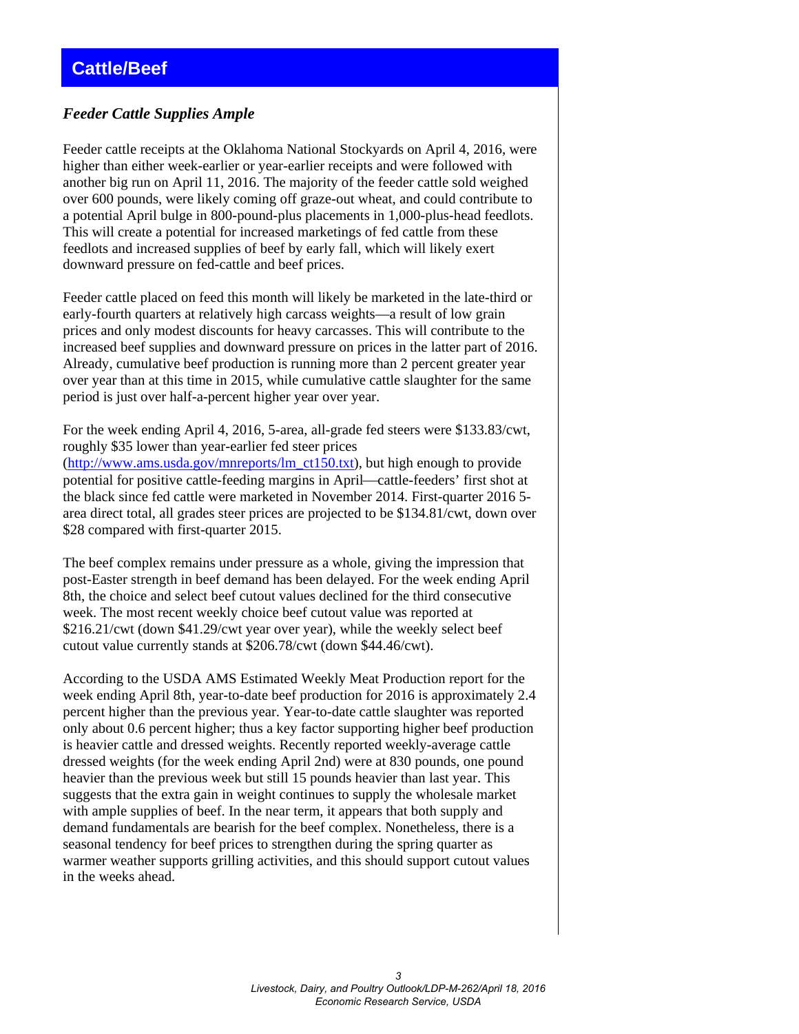## Cattle/Beef

### *Feeder Cattle Supplies Ample*

Feeder cattle receipts at the Oklahoma National Stockyards on April 4, 2016, were higher than either week-earlier or year-earlier receipts and were followed with another big run on April 11, 2016. The majority of the feeder cattle sold weighed over 600 pounds, were likely coming off graze-out wheat, and could contribute to a potential April bulge in 800-pound-plus placements in 1,000-plus-head feedlots. This will create a potential for increased marketings of fed cattle from these feedlots and increased supplies of beef by early fall, which will likely exert downward pressure on fed-cattle and beef prices.

Feeder cattle placed on feed this month will likely be marketed in the late-third or early-fourth quarters at relatively high carcass weights—a result of low grain prices and only modest discounts for heavy carcasses. This will contribute to the increased beef supplies and downward pressure on prices in the latter part of 2016. Already, cumulative beef production is running more than 2 percent greater year over year than at this time in 2015, while cumulative cattle slaughter for the same period is just over half-a-percent higher year over year.

For the week ending April 4, 2016, 5-area, all-grade fed steers were $133.83/cwt, roughly $35 lower than year-earlier fed steer prices (http://www.ams.usda.gov/mnreports/lm_ct150.txt), but high enough to provide potential for positive cattle-feeding margins in April—cattle-feeders' first shot at the black since fed cattle were marketed in November 2014. First-quarter 2016 5-area direct total, all grades steer prices are projected to be $134.81/cwt, down over $28 compared with first-quarter 2015.

The beef complex remains under pressure as a whole, giving the impression that post-Easter strength in beef demand has been delayed. For the week ending April 8th, the choice and select beef cutout values declined for the third consecutive week. The most recent weekly choice beef cutout value was reported at $216.21/cwt (down $41.29/cwt year over year), while the weekly select beef cutout value currently stands at $206.78/cwt (down $44.46/cwt).

According to the USDA AMS Estimated Weekly Meat Production report for the week ending April 8th, year-to-date beef production for 2016 is approximately 2.4 percent higher than the previous year. Year-to-date cattle slaughter was reported only about 0.6 percent higher; thus a key factor supporting higher beef production is heavier cattle and dressed weights. Recently reported weekly-average cattle dressed weights (for the week ending April 2nd) were at 830 pounds, one pound heavier than the previous week but still 15 pounds heavier than last year. This suggests that the extra gain in weight continues to supply the wholesale market with ample supplies of beef. In the near term, it appears that both supply and demand fundamentals are bearish for the beef complex. Nonetheless, there is a seasonal tendency for beef prices to strengthen during the spring quarter as warmer weather supports grilling activities, and this should support cutout values in the weeks ahead.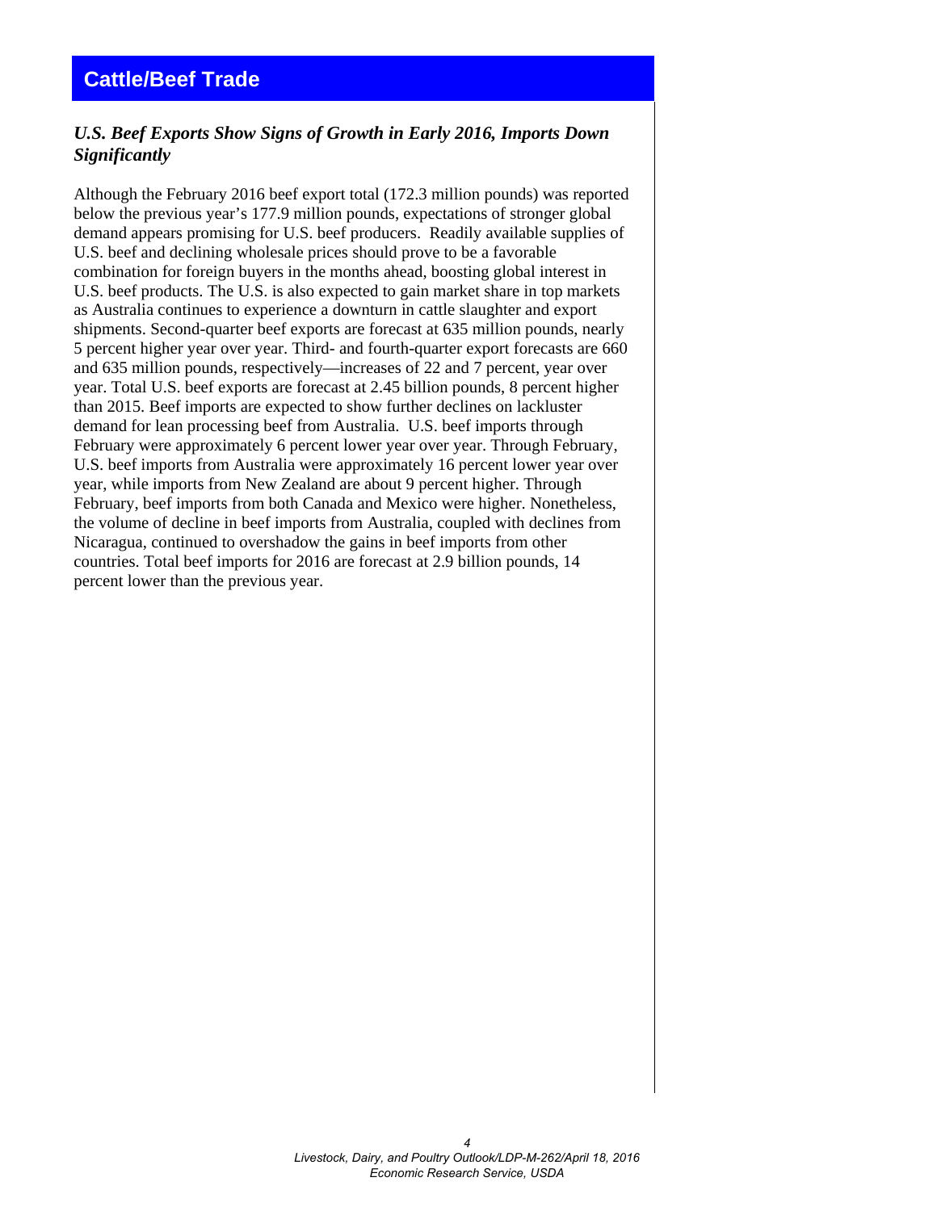# Cattle/Beef Trade

## *U.S. Beef Exports Show Signs of Growth in Early 2016, Imports Down Significantly*

Although the February 2016 beef export total (172.3 million pounds) was reported below the previous year's 177.9 million pounds, expectations of stronger global demand appears promising for U.S. beef producers. Readily available supplies of U.S. beef and declining wholesale prices should prove to be a favorable combination for foreign buyers in the months ahead, boosting global interest in U.S. beef products. The U.S. is also expected to gain market share in top markets as Australia continues to experience a downturn in cattle slaughter and export shipments. Second-quarter beef exports are forecast at 635 million pounds, nearly 5 percent higher year over year. Third- and fourth-quarter export forecasts are 660 and 635 million pounds, respectively—increases of 22 and 7 percent, year over year. Total U.S. beef exports are forecast at 2.45 billion pounds, 8 percent higher than 2015. Beef imports are expected to show further declines on lackluster demand for lean processing beef from Australia. U.S. beef imports through February were approximately 6 percent lower year over year. Through February, U.S. beef imports from Australia were approximately 16 percent lower year over year, while imports from New Zealand are about 9 percent higher. Through February, beef imports from both Canada and Mexico were higher. Nonetheless, the volume of decline in beef imports from Australia, coupled with declines from Nicaragua, continued to overshadow the gains in beef imports from other countries. Total beef imports for 2016 are forecast at 2.9 billion pounds, 14 percent lower than the previous year.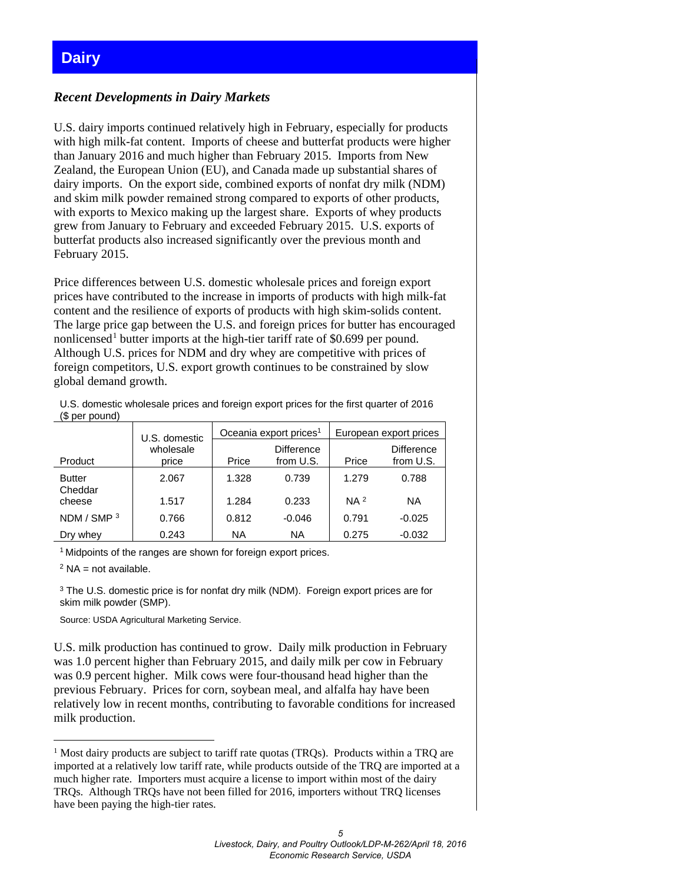# Dairy

### *Recent Developments in Dairy Markets*

U.S. dairy imports continued relatively high in February, especially for products with high milk-fat content. Imports of cheese and butterfat products were higher than January 2016 and much higher than February 2015. Imports from New Zealand, the European Union (EU), and Canada made up substantial shares of dairy imports. On the export side, combined exports of nonfat dry milk (NDM) and skim milk powder remained strong compared to exports of other products, with exports to Mexico making up the largest share. Exports of whey products grew from January to February and exceeded February 2015. U.S. exports of butterfat products also increased significantly over the previous month and February 2015.

Price differences between U.S. domestic wholesale prices and foreign export prices have contributed to the increase in imports of products with high milk-fat content and the resilience of exports of products with high skim-solids content. The large price gap between the U.S. and foreign prices for butter has encouraged nonlicensed[1] butter imports at the high-tier tariff rate of $0.699 per pound. Although U.S. prices for NDM and dry whey are competitive with prices of foreign competitors, U.S. export growth continues to be constrained by slow global demand growth.

U.S. domestic wholesale prices and foreign export prices for the first quarter of 2016 ($ per pound)

| Product | U.S. domestic wholesale price | Oceania export prices[1] | | European export prices | |
|---|---|---|---|---|---|
| | | Price | Difference from U.S. | Price | Difference from U.S. |
| Butter | 2.067 | 1.328 | 0.739 | 1.279 | 0.788 |
| Cheddar cheese | 1.517 | 1.284 | 0.233 | NA[2] | NA |
| NDM / SMP[3] | 0.766 | 0.812 | -0.046 | 0.791 | -0.025 |
| Dry whey | 0.243 | NA | NA | 0.275 | -0.032 |

[1] Midpoints of the ranges are shown for foreign export prices.

[2] NA = not available.

[3] The U.S. domestic price is for nonfat dry milk (NDM). Foreign export prices are for skim milk powder (SMP).

Source: USDA Agricultural Marketing Service.

U.S. milk production has continued to grow. Daily milk production in February was 1.0 percent higher than February 2015, and daily milk per cow in February was 0.9 percent higher. Milk cows were four-thousand head higher than the previous February. Prices for corn, soybean meal, and alfalfa hay have been relatively low in recent months, contributing to favorable conditions for increased milk production.

---

[1] Most dairy products are subject to tariff rate quotas (TRQs). Products within a TRQ are imported at a relatively low tariff rate, while products outside of the TRQ are imported at a much higher rate. Importers must acquire a license to import within most of the dairy TRQs. Although TRQs have not been filled for 2016, importers without TRQ licenses have been paying the high-tier rates.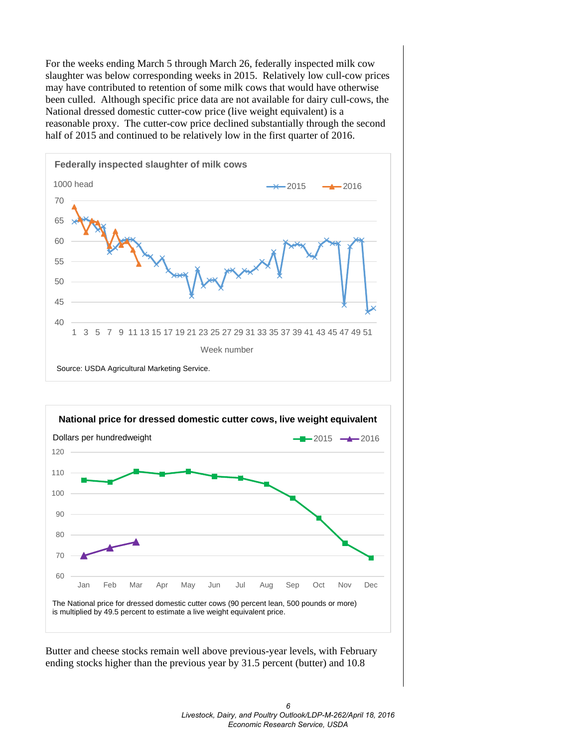For the weeks ending March 5 through March 26, federally inspected milk cow slaughter was below corresponding weeks in 2015. Relatively low cull-cow prices may have contributed to retention of some milk cows that would have otherwise been culled. Although specific price data are not available for dairy cull-cows, the National dressed domestic cutter-cow price (live weight equivalent) is a reasonable proxy. The cutter-cow price declined substantially through the second half of 2015 and continued to be relatively low in the first quarter of 2016.

**Federally inspected slaughter of milk cows**

Source: USDA Agricultural Marketing Service.

**National price for dressed domestic cutter cows, live weight equivalent**

The National price for dressed domestic cutter cows (90 percent lean, 500 pounds or more) is multiplied by 49.5 percent to estimate a live weight equivalent price.

Butter and cheese stocks remain well above previous-year levels, with February ending stocks higher than the previous year by 31.5 percent (butter) and 10.8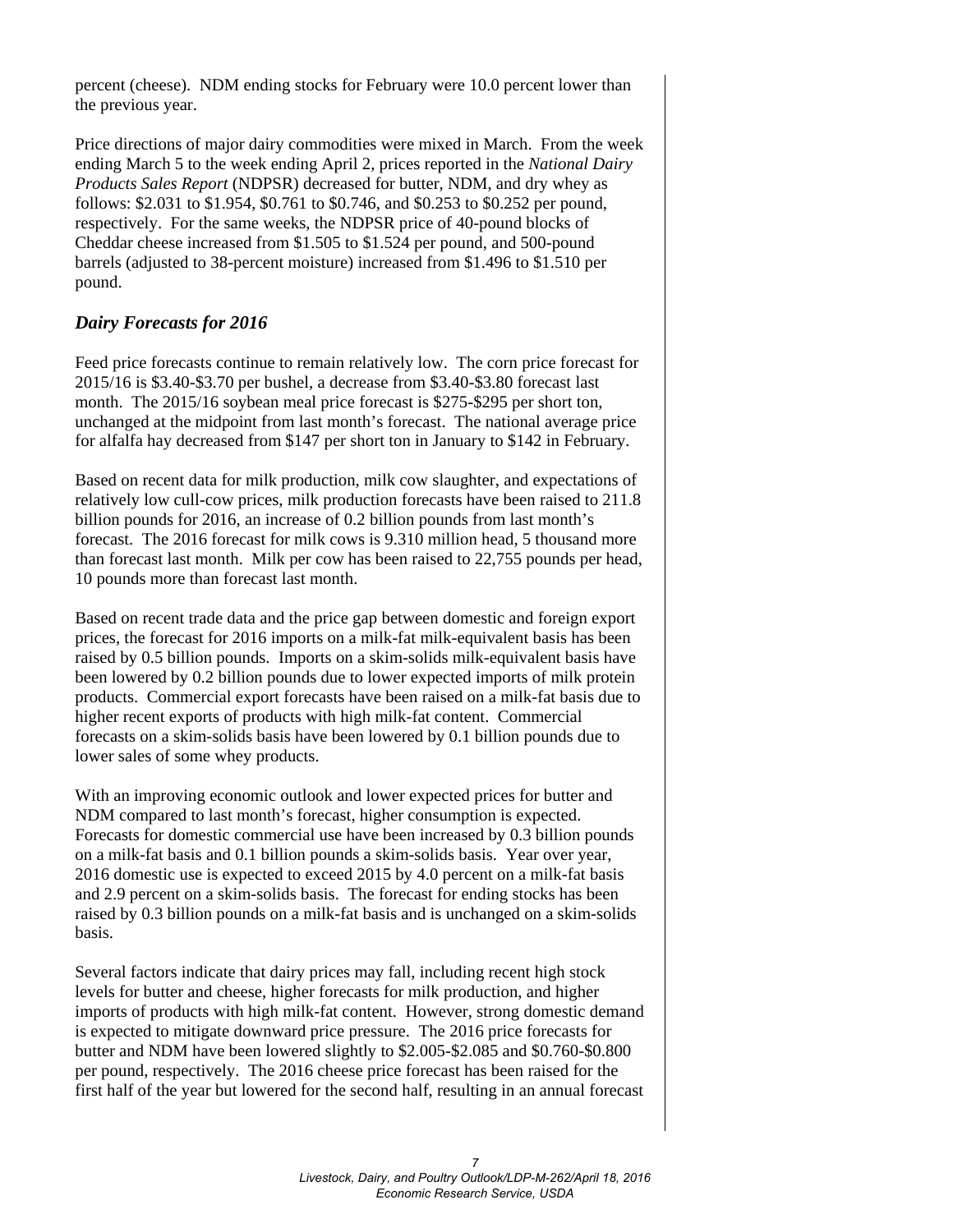percent (cheese). NDM ending stocks for February were 10.0 percent lower than the previous year.

Price directions of major dairy commodities were mixed in March. From the week ending March 5 to the week ending April 2, prices reported in the *National Dairy Products Sales Report* (NDPSR) decreased for butter, NDM, and dry whey as follows: $2.031 to $1.954, $0.761 to $0.746, and $0.253 to $0.252 per pound, respectively. For the same weeks, the NDPSR price of 40-pound blocks of Cheddar cheese increased from $1.505 to $1.524 per pound, and 500-pound barrels (adjusted to 38-percent moisture) increased from $1.496 to $1.510 per pound.

## *Dairy Forecasts for 2016*

Feed price forecasts continue to remain relatively low. The corn price forecast for 2015/16 is $3.40-$3.70 per bushel, a decrease from $3.40-$3.80 forecast last month. The 2015/16 soybean meal price forecast is $275-$295 per short ton, unchanged at the midpoint from last month's forecast. The national average price for alfalfa hay decreased from $147 per short ton in January to $142 in February.

Based on recent data for milk production, milk cow slaughter, and expectations of relatively low cull-cow prices, milk production forecasts have been raised to 211.8 billion pounds for 2016, an increase of 0.2 billion pounds from last month's forecast. The 2016 forecast for milk cows is 9.310 million head, 5 thousand more than forecast last month. Milk per cow has been raised to 22,755 pounds per head, 10 pounds more than forecast last month.

Based on recent trade data and the price gap between domestic and foreign export prices, the forecast for 2016 imports on a milk-fat milk-equivalent basis has been raised by 0.5 billion pounds. Imports on a skim-solids milk-equivalent basis have been lowered by 0.2 billion pounds due to lower expected imports of milk protein products. Commercial export forecasts have been raised on a milk-fat basis due to higher recent exports of products with high milk-fat content. Commercial forecasts on a skim-solids basis have been lowered by 0.1 billion pounds due to lower sales of some whey products.

With an improving economic outlook and lower expected prices for butter and NDM compared to last month's forecast, higher consumption is expected. Forecasts for domestic commercial use have been increased by 0.3 billion pounds on a milk-fat basis and 0.1 billion pounds a skim-solids basis. Year over year, 2016 domestic use is expected to exceed 2015 by 4.0 percent on a milk-fat basis and 2.9 percent on a skim-solids basis. The forecast for ending stocks has been raised by 0.3 billion pounds on a milk-fat basis and is unchanged on a skim-solids basis.

Several factors indicate that dairy prices may fall, including recent high stock levels for butter and cheese, higher forecasts for milk production, and higher imports of products with high milk-fat content. However, strong domestic demand is expected to mitigate downward price pressure. The 2016 price forecasts for butter and NDM have been lowered slightly to $2.005-$2.085 and $0.760-$0.800 per pound, respectively. The 2016 cheese price forecast has been raised for the first half of the year but lowered for the second half, resulting in an annual forecast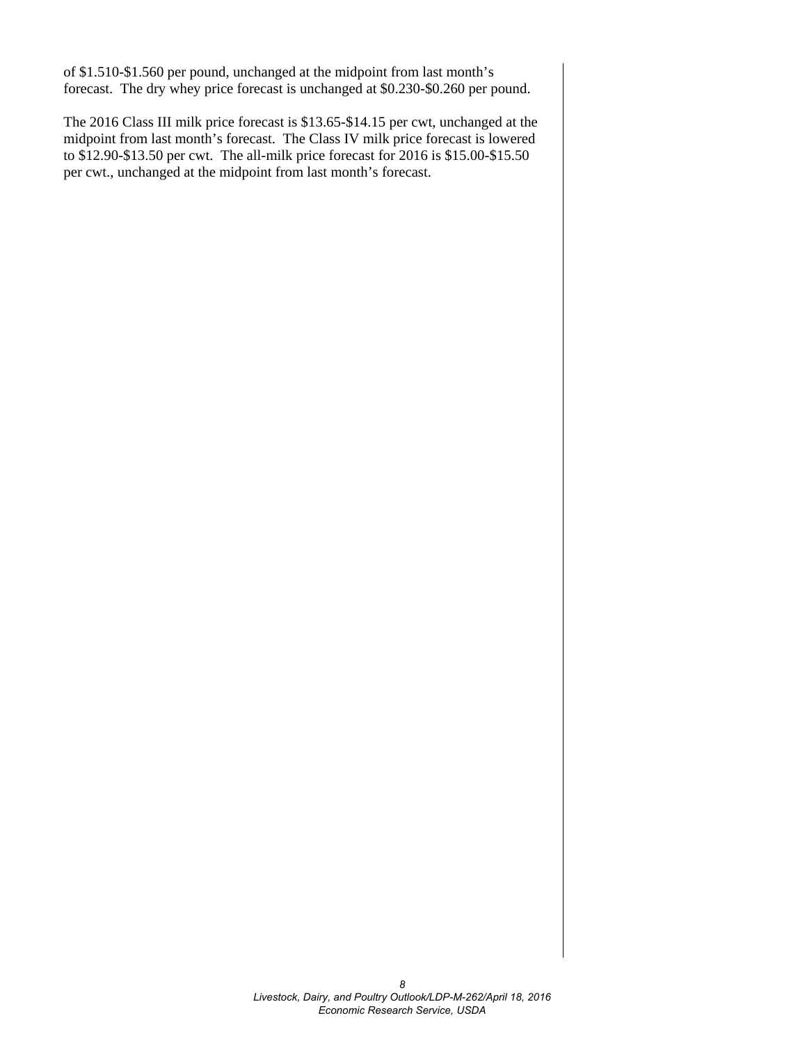of $1.510-$1.560 per pound, unchanged at the midpoint from last month's forecast. The dry whey price forecast is unchanged at $0.230-$0.260 per pound.

The 2016 Class III milk price forecast is $13.65-$14.15 per cwt, unchanged at the midpoint from last month's forecast. The Class IV milk price forecast is lowered to $12.90-$13.50 per cwt. The all-milk price forecast for 2016 is $15.00-$15.50 per cwt., unchanged at the midpoint from last month's forecast.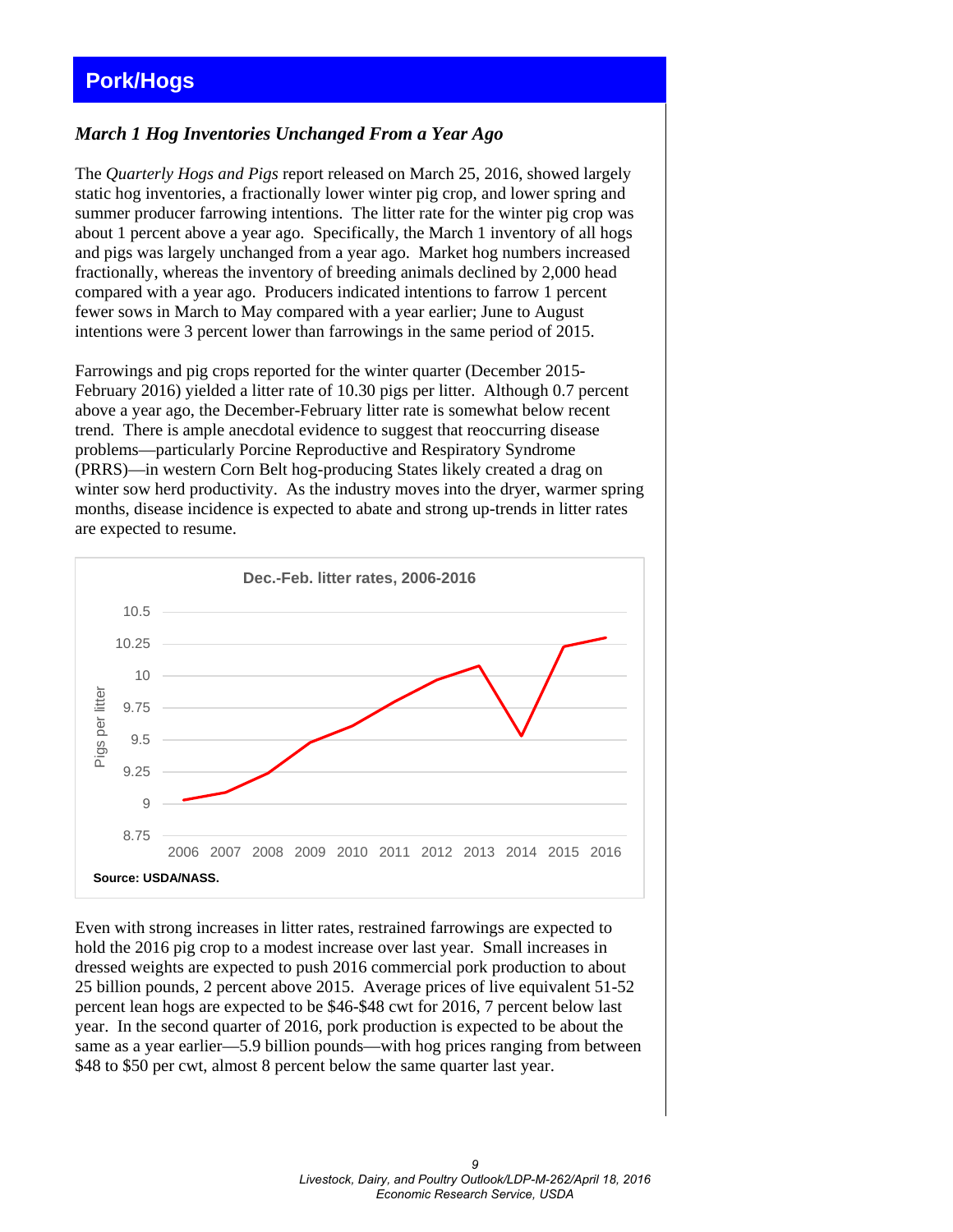# Pork/Hogs

### *March 1 Hog Inventories Unchanged From a Year Ago*

The *Quarterly Hogs and Pigs* report released on March 25, 2016, showed largely static hog inventories, a fractionally lower winter pig crop, and lower spring and summer producer farrowing intentions. The litter rate for the winter pig crop was about 1 percent above a year ago. Specifically, the March 1 inventory of all hogs and pigs was largely unchanged from a year ago. Market hog numbers increased fractionally, whereas the inventory of breeding animals declined by 2,000 head compared with a year ago. Producers indicated intentions to farrow 1 percent fewer sows in March to May compared with a year earlier; June to August intentions were 3 percent lower than farrowings in the same period of 2015.

Farrowings and pig crops reported for the winter quarter (December 2015-February 2016) yielded a litter rate of 10.30 pigs per litter. Although 0.7 percent above a year ago, the December-February litter rate is somewhat below recent trend. There is ample anecdotal evidence to suggest that reoccurring disease problems—particularly Porcine Reproductive and Respiratory Syndrome (PRRS)—in western Corn Belt hog-producing States likely created a drag on winter sow herd productivity. As the industry moves into the dryer, warmer spring months, disease incidence is expected to abate and strong up-trends in litter rates are expected to resume.

**Dec.-Feb. litter rates, 2006-2016**

Source: USDA/NASS.

Even with strong increases in litter rates, restrained farrowings are expected to hold the 2016 pig crop to a modest increase over last year. Small increases in dressed weights are expected to push 2016 commercial pork production to about 25 billion pounds, 2 percent above 2015. Average prices of live equivalent 51-52 percent lean hogs are expected to be $46-$48 cwt for 2016, 7 percent below last year. In the second quarter of 2016, pork production is expected to be about the same as a year earlier—5.9 billion pounds—with hog prices ranging from between $48 to $50 per cwt, almost 8 percent below the same quarter last year.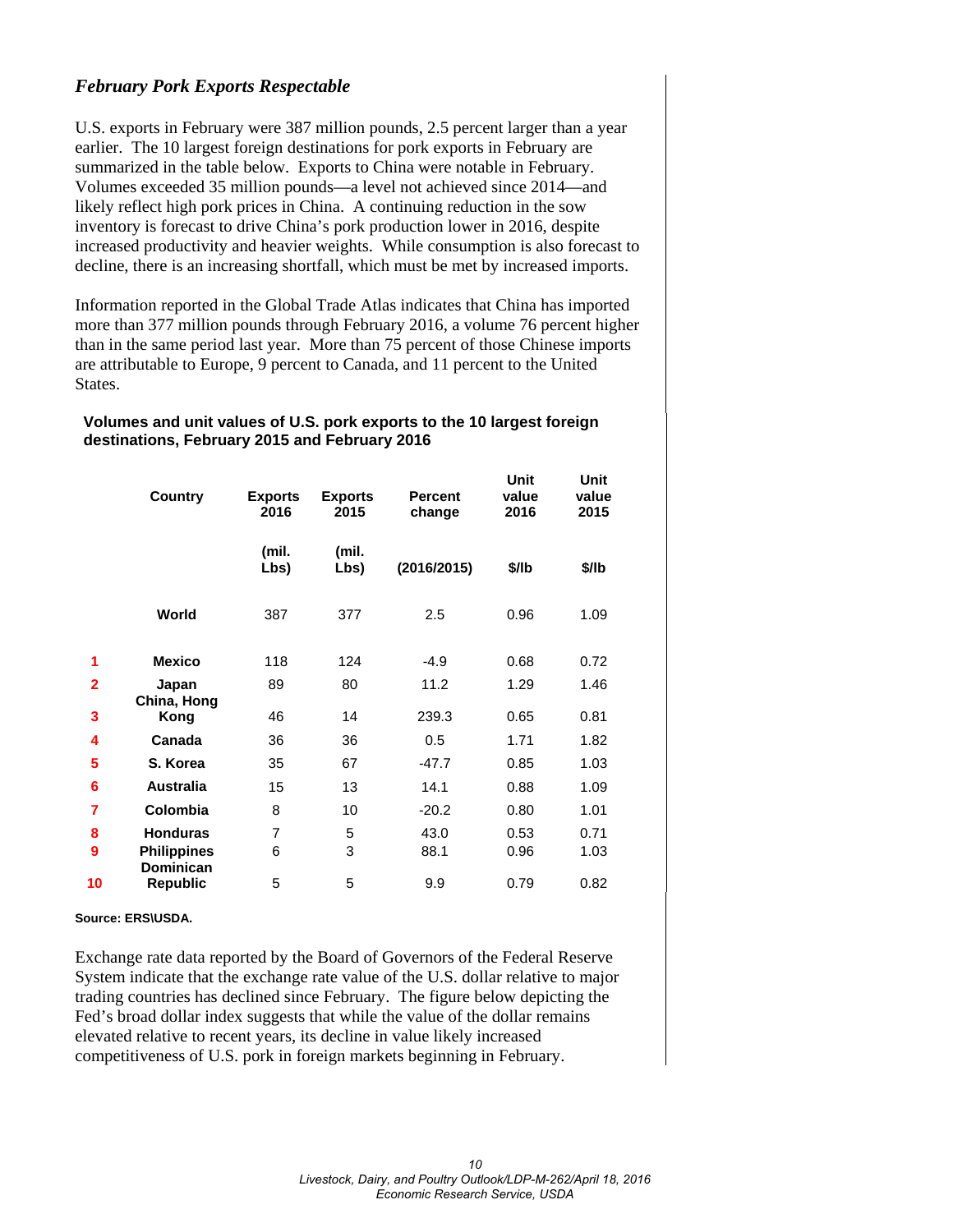### *February Pork Exports Respectable*

U.S. exports in February were 387 million pounds, 2.5 percent larger than a year earlier. The 10 largest foreign destinations for pork exports in February are summarized in the table below. Exports to China were notable in February. Volumes exceeded 35 million pounds—a level not achieved since 2014—and likely reflect high pork prices in China. A continuing reduction in the sow inventory is forecast to drive China's pork production lower in 2016, despite increased productivity and heavier weights. While consumption is also forecast to decline, there is an increasing shortfall, which must be met by increased imports.

Information reported in the Global Trade Atlas indicates that China has imported more than 377 million pounds through February 2016, a volume 76 percent higher than in the same period last year. More than 75 percent of those Chinese imports are attributable to Europe, 9 percent to Canada, and 11 percent to the United States.

**Volumes and unit values of U.S. pork exports to the 10 largest foreign destinations, February 2015 and February 2016**

| | Country | Exports 2016 | Exports 2015 | Percent change | Unit value 2016 | Unit value 2015 |
|---|---|---|---|---|---|---|
| | | (mil. Lbs) | (mil. Lbs) | (2016/2015) | $/lb | $/lb |
| | **World** | 387 | 377 | 2.5 | 0.96 | 1.09 |
| 1 | **Mexico** | 118 | 124 | -4.9 | 0.68 | 0.72 |
| 2 | **Japan** | 89 | 80 | 11.2 | 1.29 | 1.46 |
| 3 | **China, Hong Kong** | 46 | 14 | 239.3 | 0.65 | 0.81 |
| 4 | **Canada** | 36 | 36 | 0.5 | 1.71 | 1.82 |
| 5 | **S. Korea** | 35 | 67 | -47.7 | 0.85 | 1.03 |
| 6 | **Australia** | 15 | 13 | 14.1 | 0.88 | 1.09 |
| 7 | **Colombia** | 8 | 10 | -20.2 | 0.80 | 1.01 |
| 8 | **Honduras** | 7 | 5 | 43.0 | 0.53 | 0.71 |
| 9 | **Philippines** | 6 | 3 | 88.1 | 0.96 | 1.03 |
| 10 | **Dominican Republic** | 5 | 5 | 9.9 | 0.79 | 0.82 |

**Source: ERS\USDA.**

Exchange rate data reported by the Board of Governors of the Federal Reserve System indicate that the exchange rate value of the U.S. dollar relative to major trading countries has declined since February. The figure below depicting the Fed's broad dollar index suggests that while the value of the dollar remains elevated relative to recent years, its decline in value likely increased competitiveness of U.S. pork in foreign markets beginning in February.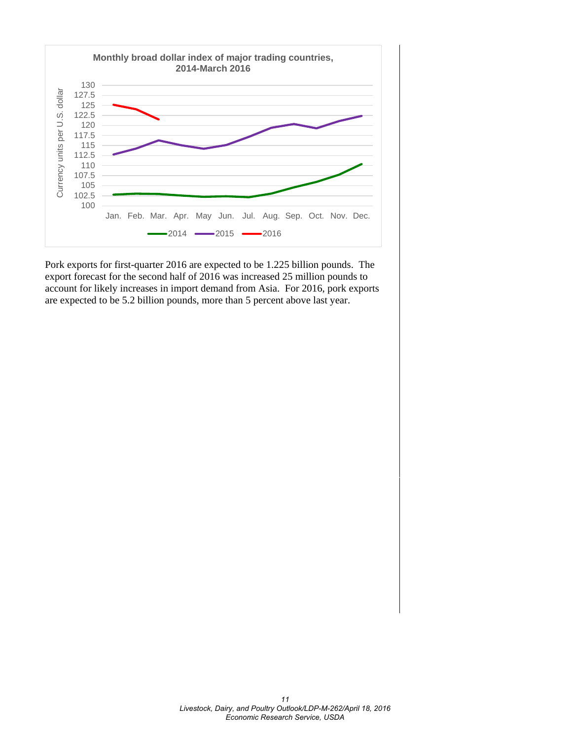**Monthly broad dollar index of major trading countries, 2014-March 2016**

Pork exports for first-quarter 2016 are expected to be 1.225 billion pounds. The export forecast for the second half of 2016 was increased 25 million pounds to account for likely increases in import demand from Asia. For 2016, pork exports are expected to be 5.2 billion pounds, more than 5 percent above last year.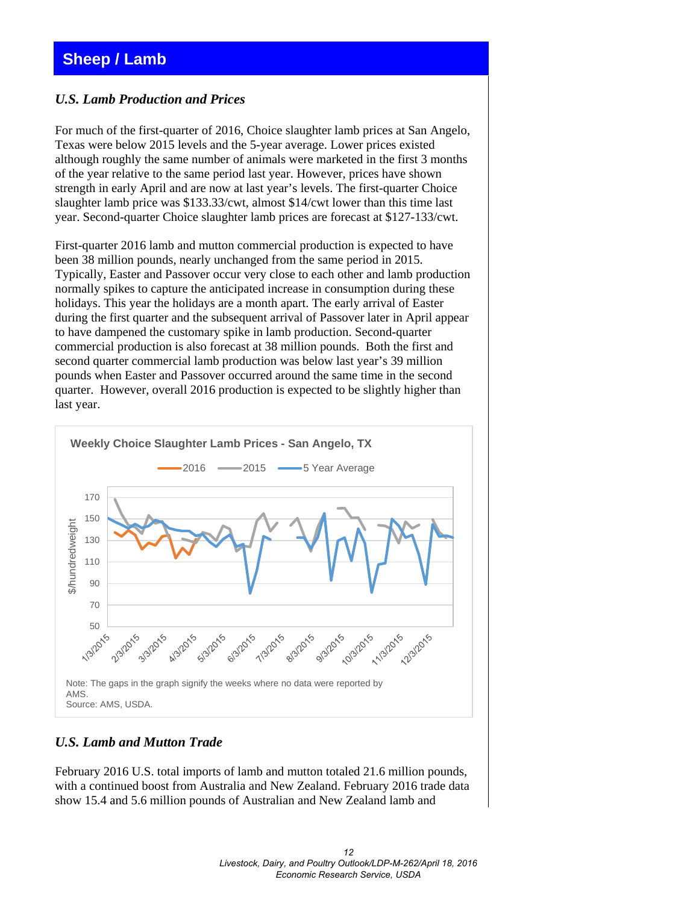# Sheep / Lamb

## *U.S. Lamb Production and Prices*

For much of the first-quarter of 2016, Choice slaughter lamb prices at San Angelo, Texas were below 2015 levels and the 5-year average. Lower prices existed although roughly the same number of animals were marketed in the first 3 months of the year relative to the same period last year. However, prices have shown strength in early April and are now at last year's levels. The first-quarter Choice slaughter lamb price was $133.33/cwt, almost $14/cwt lower than this time last year. Second-quarter Choice slaughter lamb prices are forecast at $127-133/cwt.

First-quarter 2016 lamb and mutton commercial production is expected to have been 38 million pounds, nearly unchanged from the same period in 2015. Typically, Easter and Passover occur very close to each other and lamb production normally spikes to capture the anticipated increase in consumption during these holidays. This year the holidays are a month apart. The early arrival of Easter during the first quarter and the subsequent arrival of Passover later in April appear to have dampened the customary spike in lamb production. Second-quarter commercial production is also forecast at 38 million pounds. Both the first and second quarter commercial lamb production was below last year's 39 million pounds when Easter and Passover occurred around the same time in the second quarter. However, overall 2016 production is expected to be slightly higher than last year.

**Weekly Choice Slaughter Lamb Prices - San Angelo, TX**

Note: The gaps in the graph signify the weeks where no data were reported by AMS.
Source: AMS, USDA.

## *U.S. Lamb and Mutton Trade*

February 2016 U.S. total imports of lamb and mutton totaled 21.6 million pounds, with a continued boost from Australia and New Zealand. February 2016 trade data show 15.4 and 5.6 million pounds of Australian and New Zealand lamb and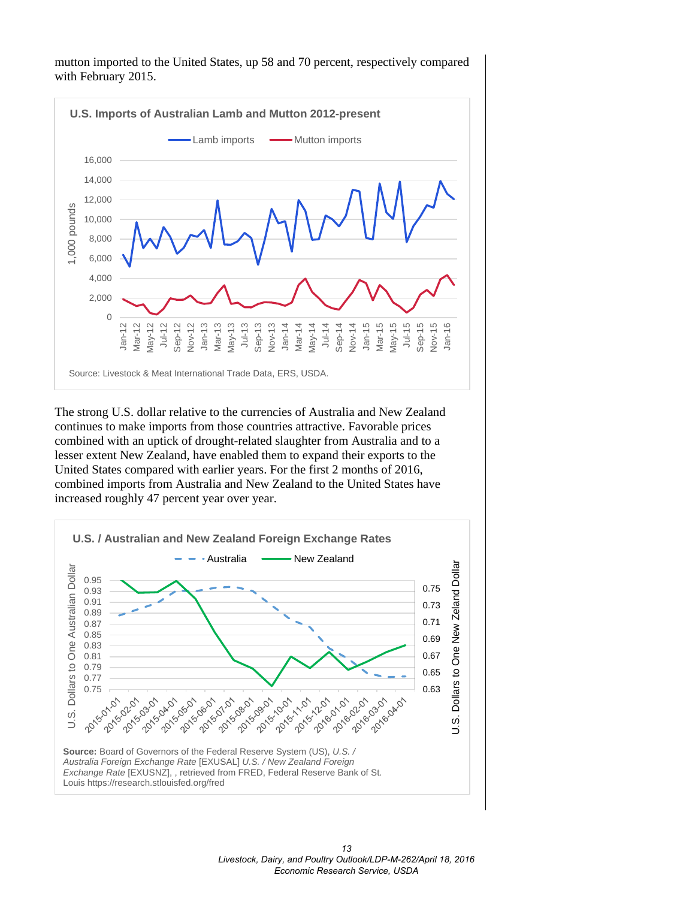mutton imported to the United States, up 58 and 70 percent, respectively compared with February 2015.

**U.S. Imports of Australian Lamb and Mutton 2012-present**

Source: Livestock & Meat International Trade Data, ERS, USDA.

The strong U.S. dollar relative to the currencies of Australia and New Zealand continues to make imports from those countries attractive. Favorable prices combined with an uptick of drought-related slaughter from Australia and to a lesser extent New Zealand, have enabled them to expand their exports to the United States compared with earlier years. For the first 2 months of 2016, combined imports from Australia and New Zealand to the United States have increased roughly 47 percent year over year.

**U.S. / Australian and New Zealand Foreign Exchange Rates**

**Source:** Board of Governors of the Federal Reserve System (US), *U.S. / Australia Foreign Exchange Rate* [EXUSAL] *U.S. / New Zealand Foreign Exchange Rate* [EXUSNZ], , retrieved from FRED, Federal Reserve Bank of St. Louis https://research.stlouisfed.org/fred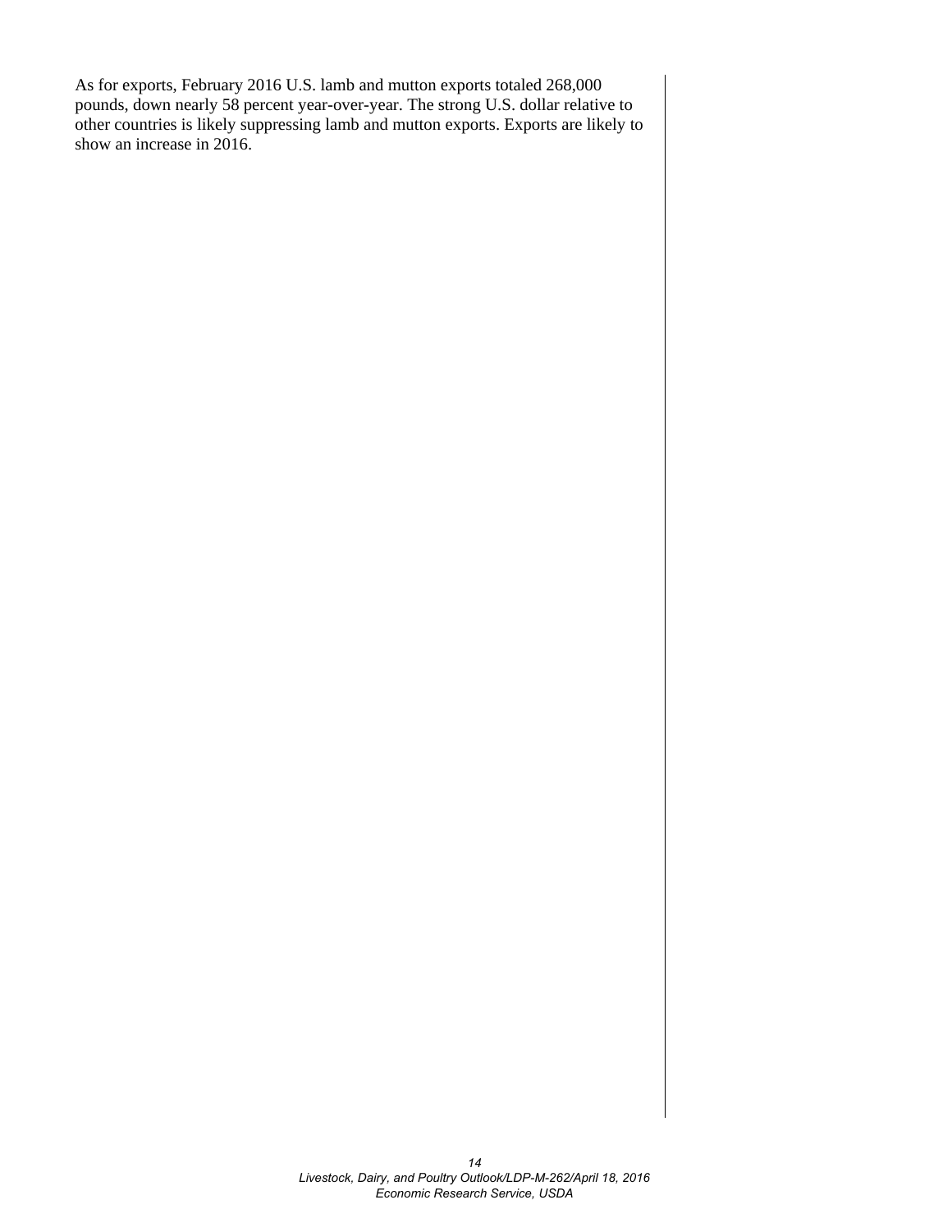As for exports, February 2016 U.S. lamb and mutton exports totaled 268,000 pounds, down nearly 58 percent year-over-year. The strong U.S. dollar relative to other countries is likely suppressing lamb and mutton exports. Exports are likely to show an increase in 2016.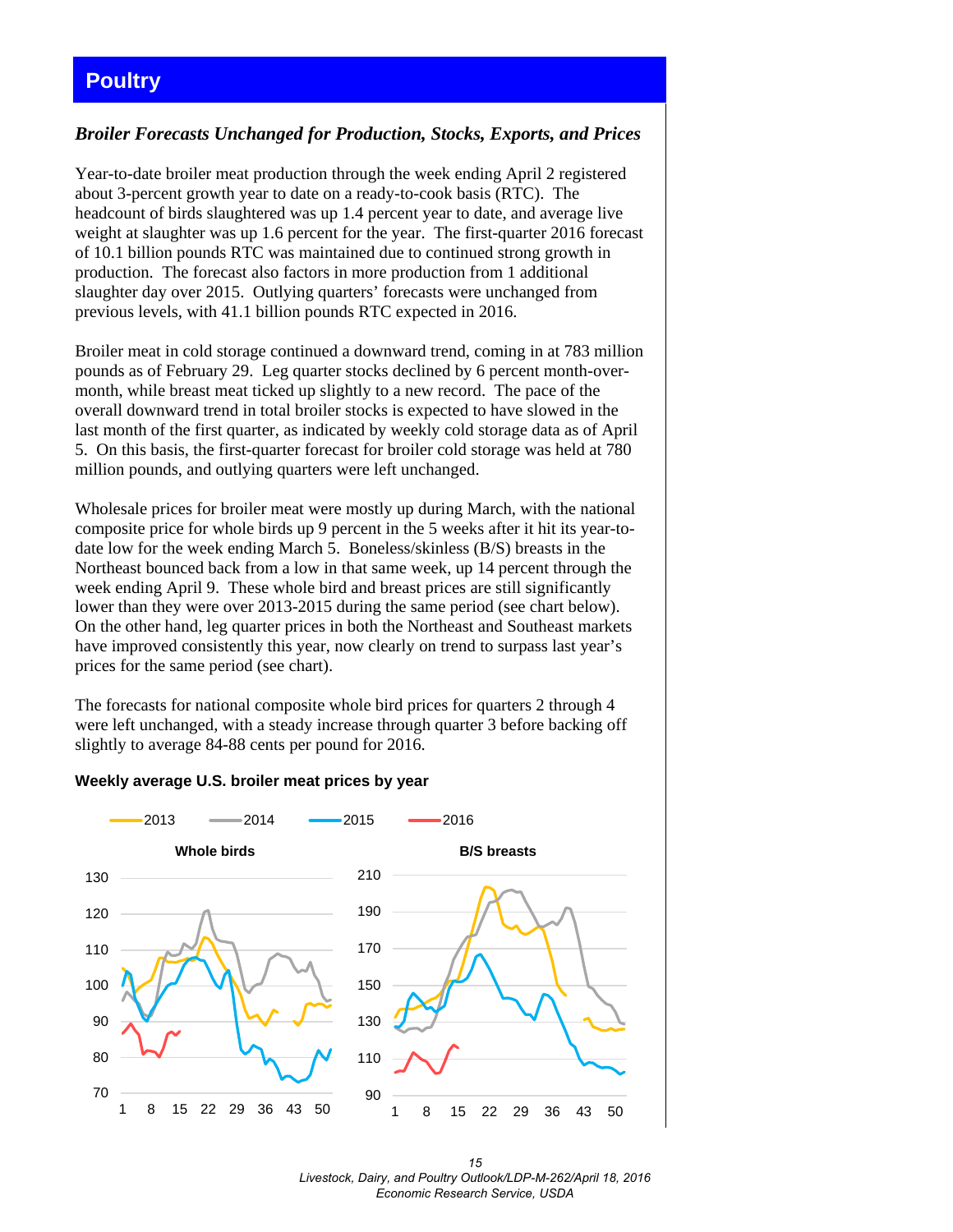# Poultry

### *Broiler Forecasts Unchanged for Production, Stocks, Exports, and Prices*

Year-to-date broiler meat production through the week ending April 2 registered about 3-percent growth year to date on a ready-to-cook basis (RTC). The headcount of birds slaughtered was up 1.4 percent year to date, and average live weight at slaughter was up 1.6 percent for the year. The first-quarter 2016 forecast of 10.1 billion pounds RTC was maintained due to continued strong growth in production. The forecast also factors in more production from 1 additional slaughter day over 2015. Outlying quarters' forecasts were unchanged from previous levels, with 41.1 billion pounds RTC expected in 2016.

Broiler meat in cold storage continued a downward trend, coming in at 783 million pounds as of February 29. Leg quarter stocks declined by 6 percent month-over-month, while breast meat ticked up slightly to a new record. The pace of the overall downward trend in total broiler stocks is expected to have slowed in the last month of the first quarter, as indicated by weekly cold storage data as of April 5. On this basis, the first-quarter forecast for broiler cold storage was held at 780 million pounds, and outlying quarters were left unchanged.

Wholesale prices for broiler meat were mostly up during March, with the national composite price for whole birds up 9 percent in the 5 weeks after it hit its year-to-date low for the week ending March 5. Boneless/skinless (B/S) breasts in the Northeast bounced back from a low in that same week, up 14 percent through the week ending April 9. These whole bird and breast prices are still significantly lower than they were over 2013-2015 during the same period (see chart below). On the other hand, leg quarter prices in both the Northeast and Southeast markets have improved consistently this year, now clearly on trend to surpass last year's prices for the same period (see chart).

The forecasts for national composite whole bird prices for quarters 2 through 4 were left unchanged, with a steady increase through quarter 3 before backing off slightly to average 84-88 cents per pound for 2016.

**Weekly average U.S. broiler meat prices by year**

2013 2014 2015 2016

Whole birds | B/S breasts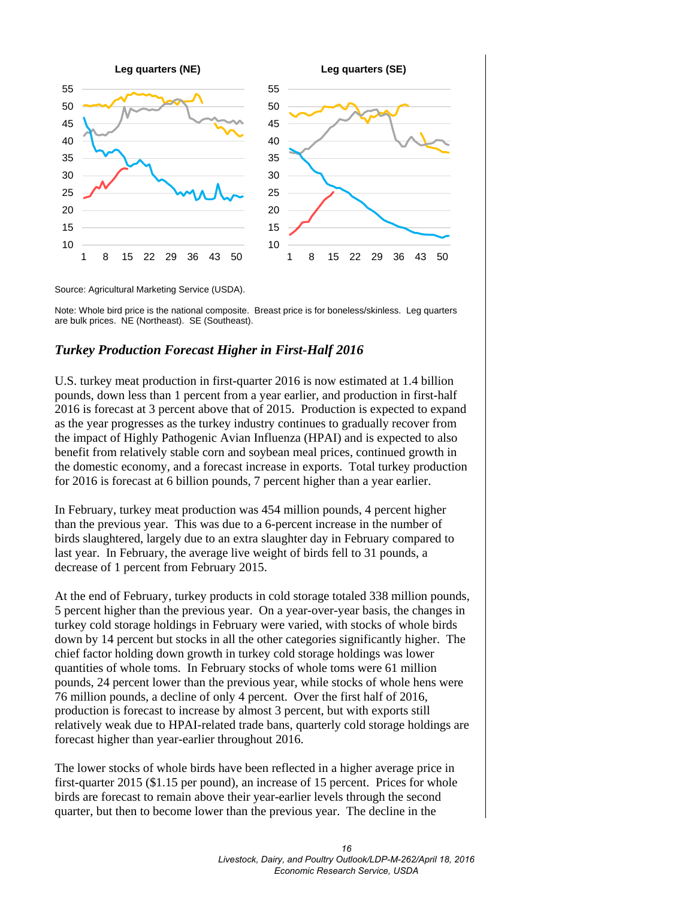**Leg quarters (NE)**

**Leg quarters (SE)**

Source: Agricultural Marketing Service (USDA).

Note: Whole bird price is the national composite. Breast price is for boneless/skinless. Leg quarters are bulk prices. NE (Northeast). SE (Southeast).

### *Turkey Production Forecast Higher in First-Half 2016*

U.S. turkey meat production in first-quarter 2016 is now estimated at 1.4 billion pounds, down less than 1 percent from a year earlier, and production in first-half 2016 is forecast at 3 percent above that of 2015. Production is expected to expand as the year progresses as the turkey industry continues to gradually recover from the impact of Highly Pathogenic Avian Influenza (HPAI) and is expected to also benefit from relatively stable corn and soybean meal prices, continued growth in the domestic economy, and a forecast increase in exports. Total turkey production for 2016 is forecast at 6 billion pounds, 7 percent higher than a year earlier.

In February, turkey meat production was 454 million pounds, 4 percent higher than the previous year. This was due to a 6-percent increase in the number of birds slaughtered, largely due to an extra slaughter day in February compared to last year. In February, the average live weight of birds fell to 31 pounds, a decrease of 1 percent from February 2015.

At the end of February, turkey products in cold storage totaled 338 million pounds, 5 percent higher than the previous year. On a year-over-year basis, the changes in turkey cold storage holdings in February were varied, with stocks of whole birds down by 14 percent but stocks in all the other categories significantly higher. The chief factor holding down growth in turkey cold storage holdings was lower quantities of whole toms. In February stocks of whole toms were 61 million pounds, 24 percent lower than the previous year, while stocks of whole hens were 76 million pounds, a decline of only 4 percent. Over the first half of 2016, production is forecast to increase by almost 3 percent, but with exports still relatively weak due to HPAI-related trade bans, quarterly cold storage holdings are forecast higher than year-earlier throughout 2016.

The lower stocks of whole birds have been reflected in a higher average price in first-quarter 2015 ($1.15 per pound), an increase of 15 percent. Prices for whole birds are forecast to remain above their year-earlier levels through the second quarter, but then to become lower than the previous year. The decline in the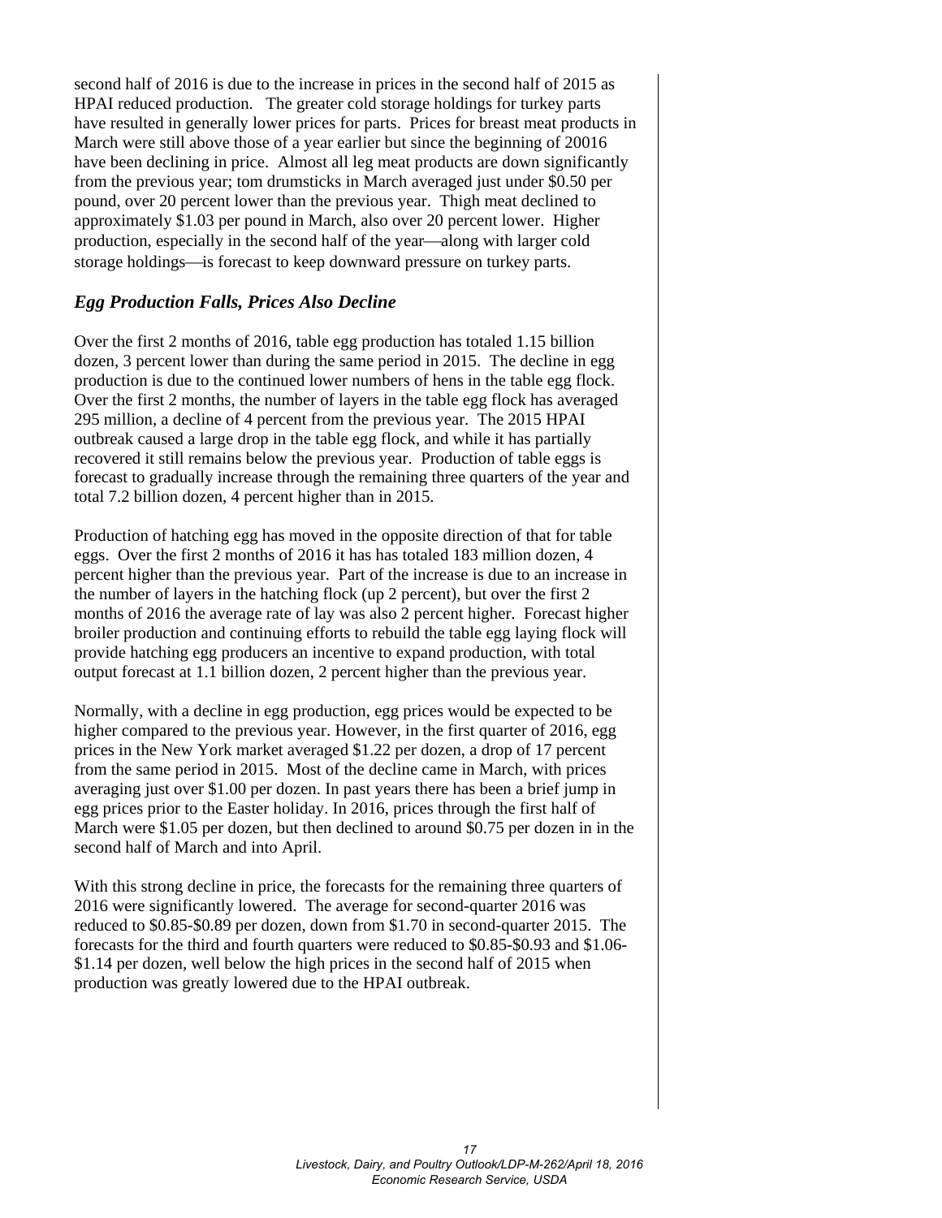second half of 2016 is due to the increase in prices in the second half of 2015 as HPAI reduced production. The greater cold storage holdings for turkey parts have resulted in generally lower prices for parts. Prices for breast meat products in March were still above those of a year earlier but since the beginning of 20016 have been declining in price. Almost all leg meat products are down significantly from the previous year; tom drumsticks in March averaged just under $0.50 per pound, over 20 percent lower than the previous year. Thigh meat declined to approximately $1.03 per pound in March, also over 20 percent lower. Higher production, especially in the second half of the year—along with larger cold storage holdings—is forecast to keep downward pressure on turkey parts.

### *Egg Production Falls, Prices Also Decline*

Over the first 2 months of 2016, table egg production has totaled 1.15 billion dozen, 3 percent lower than during the same period in 2015. The decline in egg production is due to the continued lower numbers of hens in the table egg flock. Over the first 2 months, the number of layers in the table egg flock has averaged 295 million, a decline of 4 percent from the previous year. The 2015 HPAI outbreak caused a large drop in the table egg flock, and while it has partially recovered it still remains below the previous year. Production of table eggs is forecast to gradually increase through the remaining three quarters of the year and total 7.2 billion dozen, 4 percent higher than in 2015.

Production of hatching egg has moved in the opposite direction of that for table eggs. Over the first 2 months of 2016 it has has totaled 183 million dozen, 4 percent higher than the previous year. Part of the increase is due to an increase in the number of layers in the hatching flock (up 2 percent), but over the first 2 months of 2016 the average rate of lay was also 2 percent higher. Forecast higher broiler production and continuing efforts to rebuild the table egg laying flock will provide hatching egg producers an incentive to expand production, with total output forecast at 1.1 billion dozen, 2 percent higher than the previous year.

Normally, with a decline in egg production, egg prices would be expected to be higher compared to the previous year. However, in the first quarter of 2016, egg prices in the New York market averaged $1.22 per dozen, a drop of 17 percent from the same period in 2015. Most of the decline came in March, with prices averaging just over $1.00 per dozen. In past years there has been a brief jump in egg prices prior to the Easter holiday. In 2016, prices through the first half of March were $1.05 per dozen, but then declined to around $0.75 per dozen in in the second half of March and into April.

With this strong decline in price, the forecasts for the remaining three quarters of 2016 were significantly lowered. The average for second-quarter 2016 was reduced to $0.85-$0.89 per dozen, down from $1.70 in second-quarter 2015. The forecasts for the third and fourth quarters were reduced to $0.85-$0.93 and $1.06-$1.14 per dozen, well below the high prices in the second half of 2015 when production was greatly lowered due to the HPAI outbreak.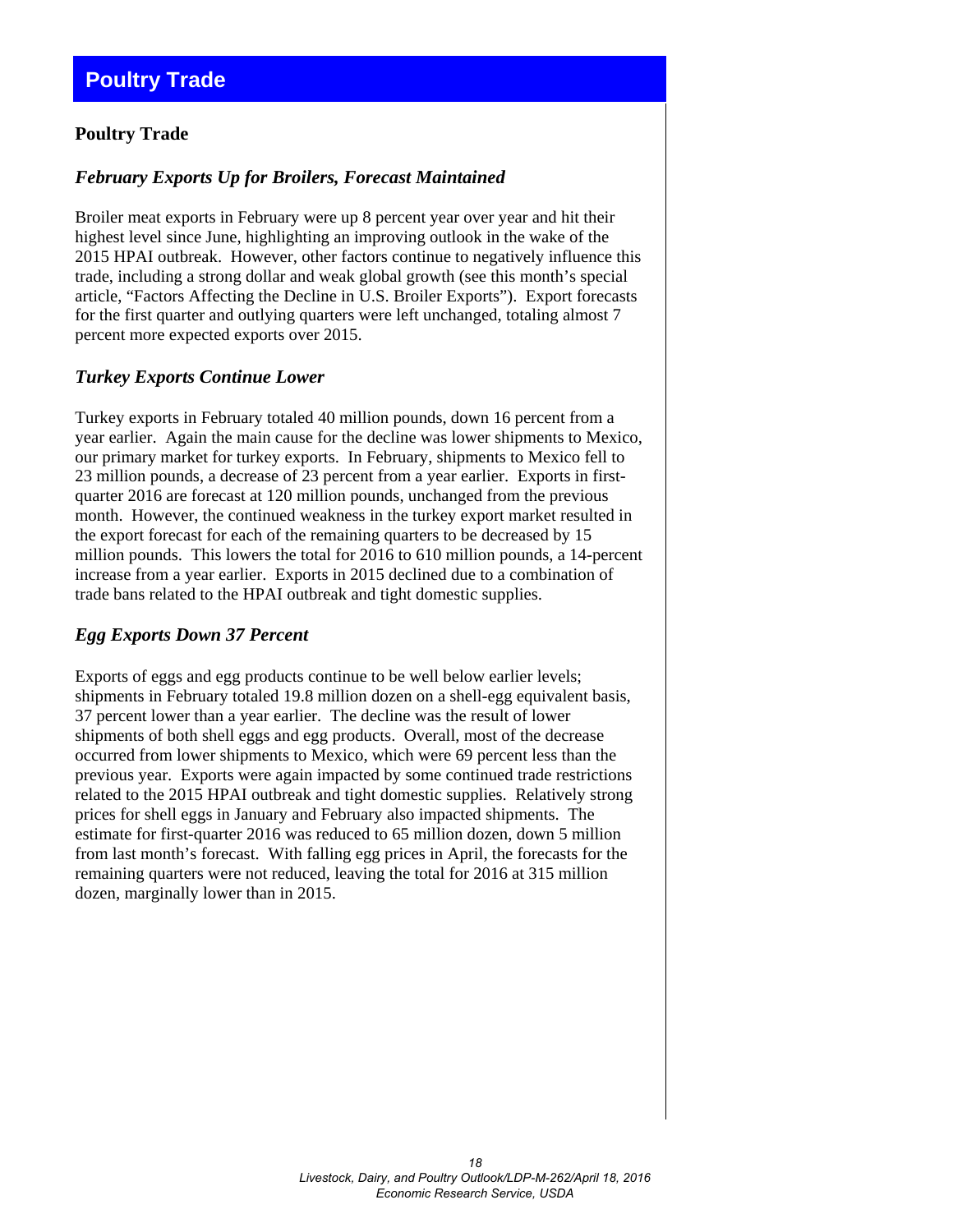# Poultry Trade

## Poultry Trade

### *February Exports Up for Broilers, Forecast Maintained*

Broiler meat exports in February were up 8 percent year over year and hit their highest level since June, highlighting an improving outlook in the wake of the 2015 HPAI outbreak. However, other factors continue to negatively influence this trade, including a strong dollar and weak global growth (see this month's special article, "Factors Affecting the Decline in U.S. Broiler Exports"). Export forecasts for the first quarter and outlying quarters were left unchanged, totaling almost 7 percent more expected exports over 2015.

### *Turkey Exports Continue Lower*

Turkey exports in February totaled 40 million pounds, down 16 percent from a year earlier. Again the main cause for the decline was lower shipments to Mexico, our primary market for turkey exports. In February, shipments to Mexico fell to 23 million pounds, a decrease of 23 percent from a year earlier. Exports in first-quarter 2016 are forecast at 120 million pounds, unchanged from the previous month. However, the continued weakness in the turkey export market resulted in the export forecast for each of the remaining quarters to be decreased by 15 million pounds. This lowers the total for 2016 to 610 million pounds, a 14-percent increase from a year earlier. Exports in 2015 declined due to a combination of trade bans related to the HPAI outbreak and tight domestic supplies.

### *Egg Exports Down 37 Percent*

Exports of eggs and egg products continue to be well below earlier levels; shipments in February totaled 19.8 million dozen on a shell-egg equivalent basis, 37 percent lower than a year earlier. The decline was the result of lower shipments of both shell eggs and egg products. Overall, most of the decrease occurred from lower shipments to Mexico, which were 69 percent less than the previous year. Exports were again impacted by some continued trade restrictions related to the 2015 HPAI outbreak and tight domestic supplies. Relatively strong prices for shell eggs in January and February also impacted shipments. The estimate for first-quarter 2016 was reduced to 65 million dozen, down 5 million from last month's forecast. With falling egg prices in April, the forecasts for the remaining quarters were not reduced, leaving the total for 2016 at 315 million dozen, marginally lower than in 2015.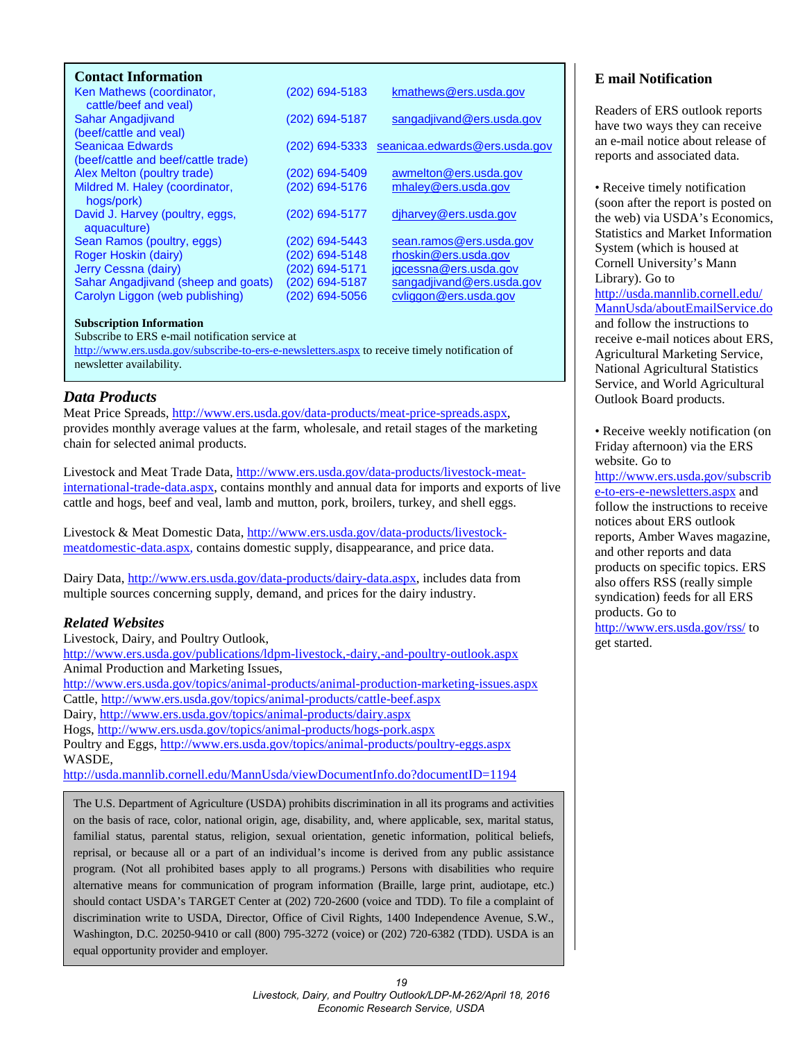## Contact Information

| | | |
|---|---|---|
| Ken Mathews (coordinator, cattle/beef and veal) | (202) 694-5183 | kmathews@ers.usda.gov |
| Sahar Angadjivand (beef/cattle and veal) | (202) 694-5187 | sangadjivand@ers.usda.gov |
| Seanicaa Edwards (beef/cattle and beef/cattle trade) | (202) 694-5333 | seanicaa.edwards@ers.usda.gov |
| Alex Melton (poultry trade) | (202) 694-5409 | awmelton@ers.usda.gov |
| Mildred M. Haley (coordinator, hogs/pork) | (202) 694-5176 | mhaley@ers.usda.gov |
| David J. Harvey (poultry, eggs, aquaculture) | (202) 694-5177 | djharvey@ers.usda.gov |
| Sean Ramos (poultry, eggs) | (202) 694-5443 | sean.ramos@ers.usda.gov |
| Roger Hoskin (dairy) | (202) 694-5148 | rhoskin@ers.usda.gov |
| Jerry Cessna (dairy) | (202) 694-5171 | jgcessna@ers.usda.gov |
| Sahar Angadjivand (sheep and goats) | (202) 694-5187 | sangadjivand@ers.usda.gov |
| Carolyn Liggon (web publishing) | (202) 694-5056 | cvliggon@ers.usda.gov |

**Subscription Information**

Subscribe to ERS e-mail notification service at http://www.ers.usda.gov/subscribe-to-ers-e-newsletters.aspx to receive timely notification of newsletter availability.

## *Data Products*

Meat Price Spreads, http://www.ers.usda.gov/data-products/meat-price-spreads.aspx, provides monthly average values at the farm, wholesale, and retail stages of the marketing chain for selected animal products.

Livestock and Meat Trade Data, http://www.ers.usda.gov/data-products/livestock-meat-international-trade-data.aspx, contains monthly and annual data for imports and exports of live cattle and hogs, beef and veal, lamb and mutton, pork, broilers, turkey, and shell eggs.

Livestock & Meat Domestic Data, http://www.ers.usda.gov/data-products/livestock-meatdomestic-data.aspx, contains domestic supply, disappearance, and price data.

Dairy Data, http://www.ers.usda.gov/data-products/dairy-data.aspx, includes data from multiple sources concerning supply, demand, and prices for the dairy industry.

## *Related Websites*

Livestock, Dairy, and Poultry Outlook,
http://www.ers.usda.gov/publications/ldpm-livestock,-dairy,-and-poultry-outlook.aspx
Animal Production and Marketing Issues,
http://www.ers.usda.gov/topics/animal-products/animal-production-marketing-issues.aspx
Cattle, http://www.ers.usda.gov/topics/animal-products/cattle-beef.aspx
Dairy, http://www.ers.usda.gov/topics/animal-products/dairy.aspx
Hogs, http://www.ers.usda.gov/topics/animal-products/hogs-pork.aspx
Poultry and Eggs, http://www.ers.usda.gov/topics/animal-products/poultry-eggs.aspx
WASDE,
http://usda.mannlib.cornell.edu/MannUsda/viewDocumentInfo.do?documentID=1194

The U.S. Department of Agriculture (USDA) prohibits discrimination in all its programs and activities on the basis of race, color, national origin, age, disability, and, where applicable, sex, marital status, familial status, parental status, religion, sexual orientation, genetic information, political beliefs, reprisal, or because all or a part of an individual's income is derived from any public assistance program. (Not all prohibited bases apply to all programs.) Persons with disabilities who require alternative means for communication of program information (Braille, large print, audiotape, etc.) should contact USDA's TARGET Center at (202) 720-2600 (voice and TDD). To file a complaint of discrimination write to USDA, Director, Office of Civil Rights, 1400 Independence Avenue, S.W., Washington, D.C. 20250-9410 or call (800) 795-3272 (voice) or (202) 720-6382 (TDD). USDA is an equal opportunity provider and employer.

## E mail Notification

Readers of ERS outlook reports have two ways they can receive an e-mail notice about release of reports and associated data.

- Receive timely notification (soon after the report is posted on the web) via USDA's Economics, Statistics and Market Information System (which is housed at Cornell University's Mann Library). Go to http://usda.mannlib.cornell.edu/MannUsda/aboutEmailService.do and follow the instructions to receive e-mail notices about ERS, Agricultural Marketing Service, National Agricultural Statistics Service, and World Agricultural Outlook Board products.

- Receive weekly notification (on Friday afternoon) via the ERS website. Go to http://www.ers.usda.gov/subscribe-to-ers-e-newsletters.aspx and follow the instructions to receive notices about ERS outlook reports, Amber Waves magazine, and other reports and data products on specific topics. ERS also offers RSS (really simple syndication) feeds for all ERS products. Go to http://www.ers.usda.gov/rss/ to get started.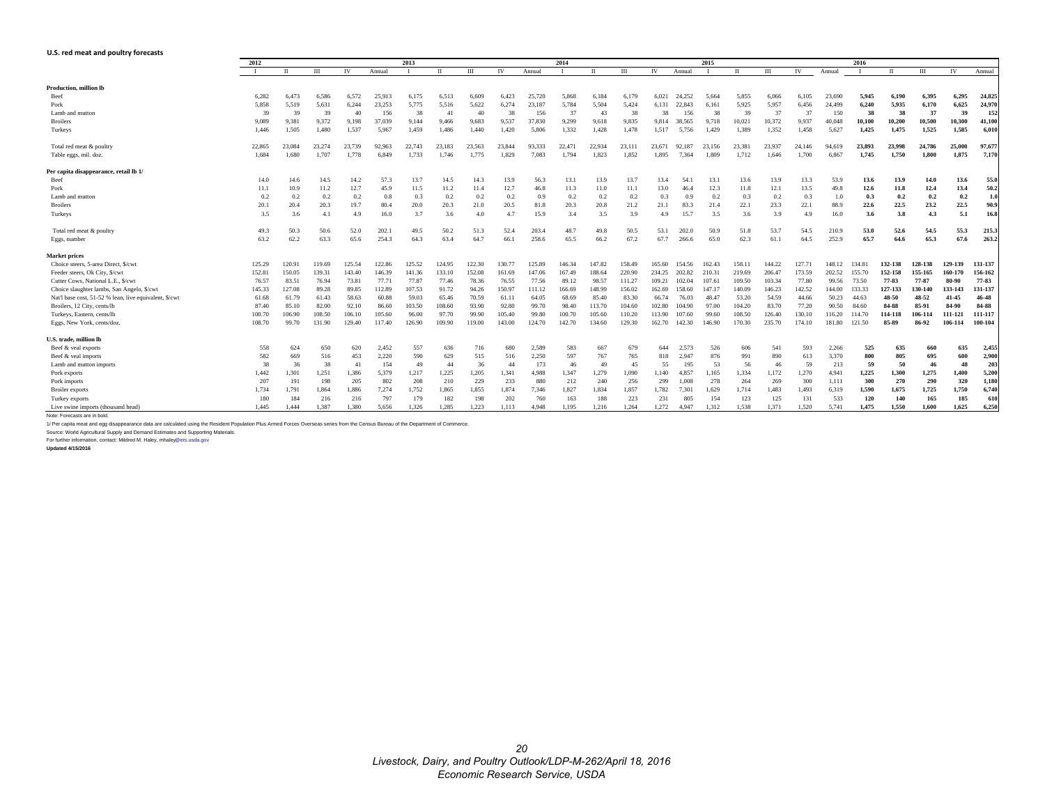**U.S. red meat and poultry forecasts**

| | 2012 | | | | | 2013 | | | | | 2014 | | | | | 2015 | | | | | 2016 | | | | |
|---|---|---|---|---|---|---|---|---|---|---|---|---|---|---|---|---|---|---|---|---|---|---|---|---|---|
| | I | II | III | IV | Annual | I | II | III | IV | Annual | I | II | III | IV | Annual | I | II | III | IV | Annual | I | II | III | IV | Annual |
| **Production, million lb** | | | | | | | | | | | | | | | | | | | | | | | | | |
| Beef | 6,282 | 6,473 | 6,586 | 6,572 | 25,913 | 6,175 | 6,513 | 6,609 | 6,423 | 25,720 | 5,868 | 6,184 | 6,179 | 6,021 | 24,252 | 5,664 | 5,855 | 6,066 | 6,105 | 23,690 | **5,945** | **6,190** | **6,395** | **6,295** | **24,825** |
| Pork | 5,858 | 5,519 | 5,631 | 6,244 | 23,253 | 5,775 | 5,516 | 5,622 | 6,274 | 23,187 | 5,784 | 5,504 | 5,424 | 6,131 | 22,843 | 6,161 | 5,925 | 5,957 | 6,456 | 24,499 | **6,240** | **5,935** | **6,170** | **6,625** | **24,970** |
| Lamb and mutton | 39 | 39 | 39 | 40 | 156 | 38 | 41 | 40 | 38 | 156 | 37 | 43 | 38 | 38 | 156 | 38 | 39 | 37 | 37 | 150 | **38** | **38** | **37** | **39** | **152** |
| Broilers | 9,089 | 9,381 | 9,372 | 9,198 | 37,039 | 9,144 | 9,466 | 9,683 | 9,537 | 37,830 | 9,299 | 9,618 | 9,835 | 9,814 | 38,565 | 9,718 | 10,021 | 10,372 | 9,937 | 40,048 | **10,100** | **10,200** | **10,500** | **10,300** | **41,100** |
| Turkeys | 1,446 | 1,505 | 1,480 | 1,537 | 5,967 | 1,459 | 1,486 | 1,440 | 1,420 | 5,806 | 1,332 | 1,428 | 1,478 | 1,517 | 5,756 | 1,429 | 1,389 | 1,352 | 1,458 | 5,627 | **1,425** | **1,475** | **1,525** | **1,585** | **6,010** |
| Total red meat & poultry | 22,865 | 23,084 | 23,274 | 23,739 | 92,963 | 22,743 | 23,183 | 23,563 | 23,844 | 93,333 | 22,471 | 22,934 | 23,111 | 23,671 | 92,187 | 23,156 | 23,381 | 23,937 | 24,146 | 94,619 | **23,893** | **23,998** | **24,786** | **25,000** | **97,677** |
| Table eggs, mil. doz. | 1,684 | 1,680 | 1,707 | 1,778 | 6,849 | 1,733 | 1,746 | 1,775 | 1,829 | 7,083 | 1,794 | 1,823 | 1,852 | 1,895 | 7,364 | 1,809 | 1,712 | 1,646 | 1,700 | 6,867 | **1,745** | **1,750** | **1,800** | **1,875** | **7,170** |
| **Per capita disappearance, retail lb 1/** | | | | | | | | | | | | | | | | | | | | | | | | | |
| Beef | 14.0 | 14.6 | 14.5 | 14.2 | 57.3 | 13.7 | 14.5 | 14.3 | 13.9 | 56.3 | 13.1 | 13.9 | 13.7 | 13.4 | 54.1 | 13.1 | 13.6 | 13.9 | 13.3 | 53.9 | **13.6** | **13.9** | **14.0** | **13.6** | **55.0** |
| Pork | 11.1 | 10.9 | 11.2 | 12.7 | 45.9 | 11.5 | 11.2 | 11.4 | 12.7 | 46.8 | 11.3 | 11.0 | 11.1 | 13.0 | 46.4 | 12.3 | 11.8 | 12.1 | 13.5 | 49.8 | **12.6** | **11.8** | **12.4** | **13.4** | **50.2** |
| Lamb and mutton | 0.2 | 0.2 | 0.2 | 0.2 | 0.8 | 0.3 | 0.2 | 0.2 | 0.2 | 0.9 | 0.2 | 0.2 | 0.2 | 0.3 | 0.9 | 0.2 | 0.3 | 0.2 | 0.3 | 1.0 | **0.3** | **0.2** | **0.2** | **0.2** | **1.0** |
| Broilers | 20.1 | 20.4 | 20.3 | 19.7 | 80.4 | 20.0 | 20.3 | 21.0 | 20.5 | 81.8 | 20.3 | 20.8 | 21.2 | 21.1 | 83.3 | 21.4 | 22.1 | 23.3 | 22.1 | 88.9 | **22.6** | **22.5** | **23.2** | **22.5** | **90.9** |
| Turkeys | 3.5 | 3.6 | 4.1 | 4.9 | 16.0 | 3.7 | 3.6 | 4.0 | 4.7 | 15.9 | 3.4 | 3.5 | 3.9 | 4.9 | 15.7 | 3.5 | 3.6 | 3.9 | 4.9 | 16.0 | **3.6** | **3.8** | **4.3** | **5.1** | **16.8** |
| Total red meat & poultry | 49.3 | 50.3 | 50.6 | 52.0 | 202.1 | 49.5 | 50.2 | 51.3 | 52.4 | 203.4 | 48.7 | 49.8 | 50.5 | 53.1 | 202.0 | 50.9 | 51.8 | 53.7 | 54.5 | 210.9 | **53.0** | **52.6** | **54.5** | **55.3** | **215.3** |
| Eggs, number | 63.2 | 62.2 | 63.3 | 65.6 | 254.3 | 64.3 | 63.4 | 64.7 | 66.1 | 258.6 | 65.5 | 66.2 | 67.2 | 67.7 | 266.6 | 65.0 | 62.3 | 61.1 | 64.5 | 252.9 | **65.7** | **64.6** | **65.3** | **67.6** | **263.2** |
| **Market prices** | | | | | | | | | | | | | | | | | | | | | | | | | |
| Choice steers, 5-area Direct, $/cwt | 125.29 | 120.91 | 119.69 | 125.54 | 122.86 | 125.52 | 124.95 | 122.30 | 130.77 | 125.89 | 146.34 | 147.82 | 158.49 | 165.60 | 154.56 | 162.43 | 158.11 | 144.22 | 127.71 | 148.12 | 134.81 | **132-138** | **128-138** | **129-139** | **131-137** |
| Feeder steers, Ok City, $/cwt | 152.81 | 150.05 | 139.31 | 143.40 | 146.39 | 141.36 | 133.10 | 152.08 | 161.69 | 147.06 | 167.49 | 188.64 | 220.90 | 234.25 | 202.82 | 210.31 | 219.69 | 206.47 | 173.59 | 202.52 | 155.70 | **152-158** | **155-165** | **160-170** | **156-162** |
| Cutter Cows, National L.E., $/cwt | 76.57 | 83.51 | 76.94 | 73.81 | 77.71 | 77.87 | 77.46 | 78.36 | 76.55 | 77.56 | 89.12 | 98.57 | 111.27 | 109.21 | 102.04 | 107.61 | 109.50 | 103.34 | 77.80 | 99.56 | 73.50 | **77-83** | **77-87** | **80-90** | **77-83** |
| Choice slaughter lambs, San Angelo, $/cwt | 145.33 | 127.08 | 89.28 | 89.85 | 112.89 | 107.53 | 91.72 | 94.26 | 150.97 | 111.12 | 166.69 | 148.99 | 156.02 | 162.69 | 158.60 | 147.17 | 140.09 | 146.23 | 142.52 | 144.00 | 133.33 | **127-133** | **130-140** | **133-143** | **131-137** |
| Nat'l base cost, 51-52 % lean, live equivalent, $/cwt | 61.68 | 61.79 | 61.43 | 58.63 | 60.88 | 59.03 | 65.46 | 70.59 | 61.11 | 64.05 | 68.69 | 85.40 | 83.30 | 66.74 | 76.03 | 48.47 | 53.20 | 54.59 | 44.66 | 50.23 | 44.63 | **48-50** | **48-52** | **41-45** | **46-48** |
| Broilers, 12 City, cents/lb | 87.40 | 85.10 | 82.00 | 92.10 | 86.60 | 103.50 | 108.60 | 93.90 | 92.80 | 99.70 | 98.40 | 113.70 | 104.60 | 102.80 | 104.90 | 97.00 | 104.20 | 83.70 | 77.20 | 90.50 | 84.60 | **84-88** | **85-91** | **84-90** | **84-88** |
| Turkeys, Eastern, cents/lb | 100.70 | 106.90 | 108.50 | 106.10 | 105.60 | 96.00 | 97.70 | 99.90 | 105.40 | 99.80 | 100.70 | 105.60 | 110.20 | 113.90 | 107.60 | 99.60 | 108.50 | 126.40 | 130.10 | 116.20 | 114.70 | **114-118** | **106-114** | **111-121** | **111-117** |
| Eggs, New York, cents/doz. | 108.70 | 99.70 | 131.90 | 129.40 | 117.40 | 126.90 | 109.90 | 119.00 | 143.00 | 124.70 | 142.70 | 134.60 | 129.30 | 162.70 | 142.30 | 146.90 | 170.30 | 235.70 | 174.10 | 181.80 | 121.50 | **85-89** | **86-92** | **106-114** | **100-104** |
| **U.S. trade, million lb** | | | | | | | | | | | | | | | | | | | | | | | | | |
| Beef & veal exports | 558 | 624 | 650 | 620 | 2,452 | 557 | 636 | 716 | 680 | 2,589 | 583 | 667 | 679 | 644 | 2,573 | 526 | 606 | 541 | 593 | 2,266 | **525** | **635** | **660** | **635** | **2,455** |
| Beef & veal imports | 582 | 669 | 516 | 453 | 2,220 | 590 | 629 | 515 | 516 | 2,250 | 597 | 767 | 765 | 818 | 2,947 | 876 | 991 | 890 | 613 | 3,370 | **800** | **805** | **695** | **600** | **2,900** |
| Lamb and mutton imports | 38 | 36 | 38 | 41 | 154 | 49 | 44 | 36 | 44 | 173 | 46 | 49 | 45 | 55 | 195 | 53 | 56 | 46 | 59 | 213 | **59** | **50** | **46** | **48** | **203** |
| Pork exports | 1,442 | 1,301 | 1,251 | 1,386 | 5,379 | 1,217 | 1,225 | 1,205 | 1,341 | 4,988 | 1,347 | 1,279 | 1,090 | 1,140 | 4,857 | 1,165 | 1,334 | 1,172 | 1,270 | 4,941 | **1,225** | **1,300** | **1,275** | **1,400** | **5,200** |
| Pork imports | 207 | 191 | 198 | 205 | 802 | 208 | 210 | 229 | 233 | 880 | 212 | 240 | 256 | 299 | 1,008 | 278 | 264 | 269 | 300 | 1,111 | **300** | **270** | **290** | **320** | **1,180** |
| Broiler exports | 1,734 | 1,791 | 1,864 | 1,886 | 7,274 | 1,752 | 1,865 | 1,855 | 1,874 | 7,346 | 1,827 | 1,834 | 1,857 | 1,782 | 7,301 | 1,629 | 1,714 | 1,483 | 1,493 | 6,319 | **1,590** | **1,675** | **1,725** | **1,750** | **6,740** |
| Turkey exports | 180 | 184 | 216 | 216 | 797 | 179 | 182 | 198 | 202 | 760 | 163 | 188 | 223 | 231 | 805 | 154 | 123 | 125 | 131 | 533 | **120** | **140** | **165** | **185** | **610** |
| Live swine imports (thousand head) | 1,445 | 1,444 | 1,387 | 1,380 | 5,656 | 1,326 | 1,285 | 1,223 | 1,113 | 4,948 | 1,195 | 1,216 | 1,264 | 1,272 | 4,947 | 1,312 | 1,538 | 1,371 | 1,520 | 5,741 | **1,475** | **1,550** | **1,600** | **1,625** | **6,250** |

Note: Forecasts are in bold.

1/ Per capita meat and egg disappearance data are calculated using the Resident Population Plus Armed Forces Overseas series from the Census Bureau of the Department of Commerce.

Source: World Agricultural Supply and Demand Estimates and Supporting Materials.

For further information, contact: Mildred M. Haley, mhaley@ers.usda.gov

**Updated 4/15/2016**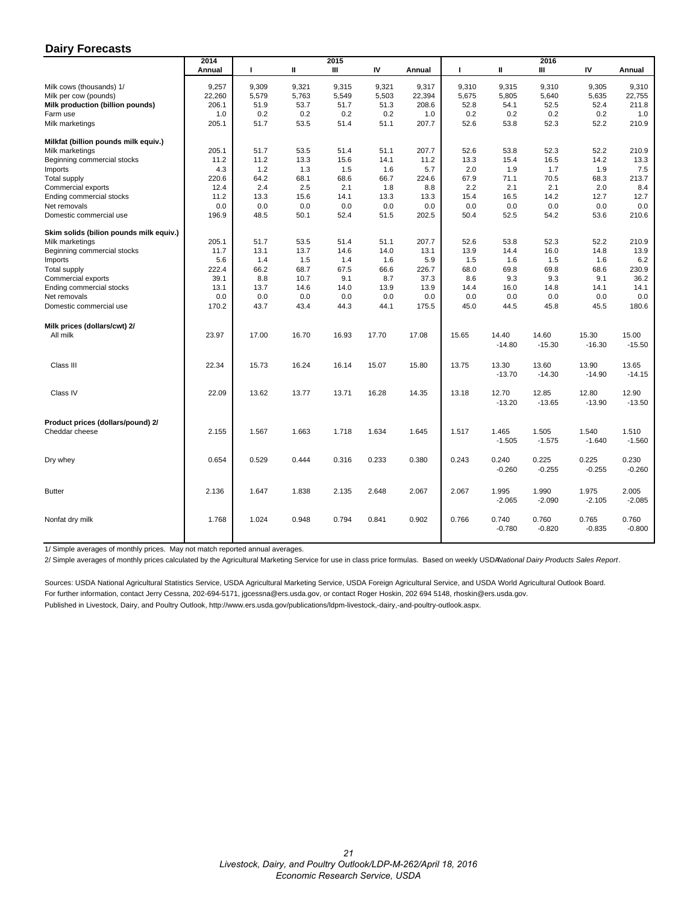## Dairy Forecasts

| | 2014 | 2015 | | | | | 2016 | | | | |
|---|---|---|---|---|---|---|---|---|---|---|---|
| | Annual | I | II | III | IV | Annual | I | II | III | IV | Annual |
| Milk cows (thousands) 1/ | 9,257 | 9,309 | 9,321 | 9,315 | 9,321 | 9,317 | 9,310 | 9,315 | 9,310 | 9,305 | 9,310 |
| Milk per cow (pounds) | 22,260 | 5,579 | 5,763 | 5,549 | 5,503 | 22,394 | 5,675 | 5,805 | 5,640 | 5,635 | 22,755 |
| **Milk production (billion pounds)** | 206.1 | 51.9 | 53.7 | 51.7 | 51.3 | 208.6 | 52.8 | 54.1 | 52.5 | 52.4 | 211.8 |
| Farm use | 1.0 | 0.2 | 0.2 | 0.2 | 0.2 | 1.0 | 0.2 | 0.2 | 0.2 | 0.2 | 1.0 |
| Milk marketings | 205.1 | 51.7 | 53.5 | 51.4 | 51.1 | 207.7 | 52.6 | 53.8 | 52.3 | 52.2 | 210.9 |
| **Milkfat (billion pounds milk equiv.)** | | | | | | | | | | | |
| Milk marketings | 205.1 | 51.7 | 53.5 | 51.4 | 51.1 | 207.7 | 52.6 | 53.8 | 52.3 | 52.2 | 210.9 |
| Beginning commercial stocks | 11.2 | 11.2 | 13.3 | 15.6 | 14.1 | 11.2 | 13.3 | 15.4 | 16.5 | 14.2 | 13.3 |
| Imports | 4.3 | 1.2 | 1.3 | 1.5 | 1.6 | 5.7 | 2.0 | 1.9 | 1.7 | 1.9 | 7.5 |
| Total supply | 220.6 | 64.2 | 68.1 | 68.6 | 66.7 | 224.6 | 67.9 | 71.1 | 70.5 | 68.3 | 213.7 |
| Commercial exports | 12.4 | 2.4 | 2.5 | 2.1 | 1.8 | 8.8 | 2.2 | 2.1 | 2.1 | 2.0 | 8.4 |
| Ending commercial stocks | 11.2 | 13.3 | 15.6 | 14.1 | 13.3 | 13.3 | 15.4 | 16.5 | 14.2 | 12.7 | 12.7 |
| Net removals | 0.0 | 0.0 | 0.0 | 0.0 | 0.0 | 0.0 | 0.0 | 0.0 | 0.0 | 0.0 | 0.0 |
| Domestic commercial use | 196.9 | 48.5 | 50.1 | 52.4 | 51.5 | 202.5 | 50.4 | 52.5 | 54.2 | 53.6 | 210.6 |
| **Skim solids (bilion pounds milk equiv.)** | | | | | | | | | | | |
| Milk marketings | 205.1 | 51.7 | 53.5 | 51.4 | 51.1 | 207.7 | 52.6 | 53.8 | 52.3 | 52.2 | 210.9 |
| Beginning commercial stocks | 11.7 | 13.1 | 13.7 | 14.6 | 14.0 | 13.1 | 13.9 | 14.4 | 16.0 | 14.8 | 13.9 |
| Imports | 5.6 | 1.4 | 1.5 | 1.4 | 1.6 | 5.9 | 1.5 | 1.6 | 1.5 | 1.6 | 6.2 |
| Total supply | 222.4 | 66.2 | 68.7 | 67.5 | 66.6 | 226.7 | 68.0 | 69.8 | 69.8 | 68.6 | 230.9 |
| Commercial exports | 39.1 | 8.8 | 10.7 | 9.1 | 8.7 | 37.3 | 8.6 | 9.3 | 9.3 | 9.1 | 36.2 |
| Ending commercial stocks | 13.1 | 13.7 | 14.6 | 14.0 | 13.9 | 13.9 | 14.4 | 16.0 | 14.8 | 14.1 | 14.1 |
| Net removals | 0.0 | 0.0 | 0.0 | 0.0 | 0.0 | 0.0 | 0.0 | 0.0 | 0.0 | 0.0 | 0.0 |
| Domestic commercial use | 170.2 | 43.7 | 43.4 | 44.3 | 44.1 | 175.5 | 45.0 | 44.5 | 45.8 | 45.5 | 180.6 |
| **Milk prices (dollars/cwt) 2/** | | | | | | | | | | | |
| All milk | 23.97 | 17.00 | 16.70 | 16.93 | 17.70 | 17.08 | 15.65 | 14.40 -14.80 | 14.60 -15.30 | 15.30 -16.30 | 15.00 -15.50 |
| Class III | 22.34 | 15.73 | 16.24 | 16.14 | 15.07 | 15.80 | 13.75 | 13.30 -13.70 | 13.60 -14.30 | 13.90 -14.90 | 13.65 -14.15 |
| Class IV | 22.09 | 13.62 | 13.77 | 13.71 | 16.28 | 14.35 | 13.18 | 12.70 -13.20 | 12.85 -13.65 | 12.80 -13.90 | 12.90 -13.50 |
| **Product prices (dollars/pound) 2/** | | | | | | | | | | | |
| Cheddar cheese | 2.155 | 1.567 | 1.663 | 1.718 | 1.634 | 1.645 | 1.517 | 1.465 -1.505 | 1.505 -1.575 | 1.540 -1.640 | 1.510 -1.560 |
| Dry whey | 0.654 | 0.529 | 0.444 | 0.316 | 0.233 | 0.380 | 0.243 | 0.240 -0.260 | 0.225 -0.255 | 0.225 -0.255 | 0.230 -0.260 |
| Butter | 2.136 | 1.647 | 1.838 | 2.135 | 2.648 | 2.067 | 2.067 | 1.995 -2.065 | 1.990 -2.090 | 1.975 -2.105 | 2.005 -2.085 |
| Nonfat dry milk | 1.768 | 1.024 | 0.948 | 0.794 | 0.841 | 0.902 | 0.766 | 0.740 -0.780 | 0.760 -0.820 | 0.765 -0.835 | 0.760 -0.800 |

1/ Simple averages of monthly prices. May not match reported annual averages.

2/ Simple averages of monthly prices calculated by the Agricultural Marketing Service for use in class price formulas. Based on weekly USDA *National Dairy Products Sales Report*.

Sources: USDA National Agricultural Statistics Service, USDA Agricultural Marketing Service, USDA Foreign Agricultural Service, and USDA World Agricultural Outlook Board.

For further information, contact Jerry Cessna, 202-694-5171, jgcessna@ers.usda.gov, or contact Roger Hoskin, 202 694 5148, rhoskin@ers.usda.gov.

Published in Livestock, Dairy, and Poultry Outlook, http://www.ers.usda.gov/publications/ldpm-livestock,-dairy,-and-poultry-outlook.aspx.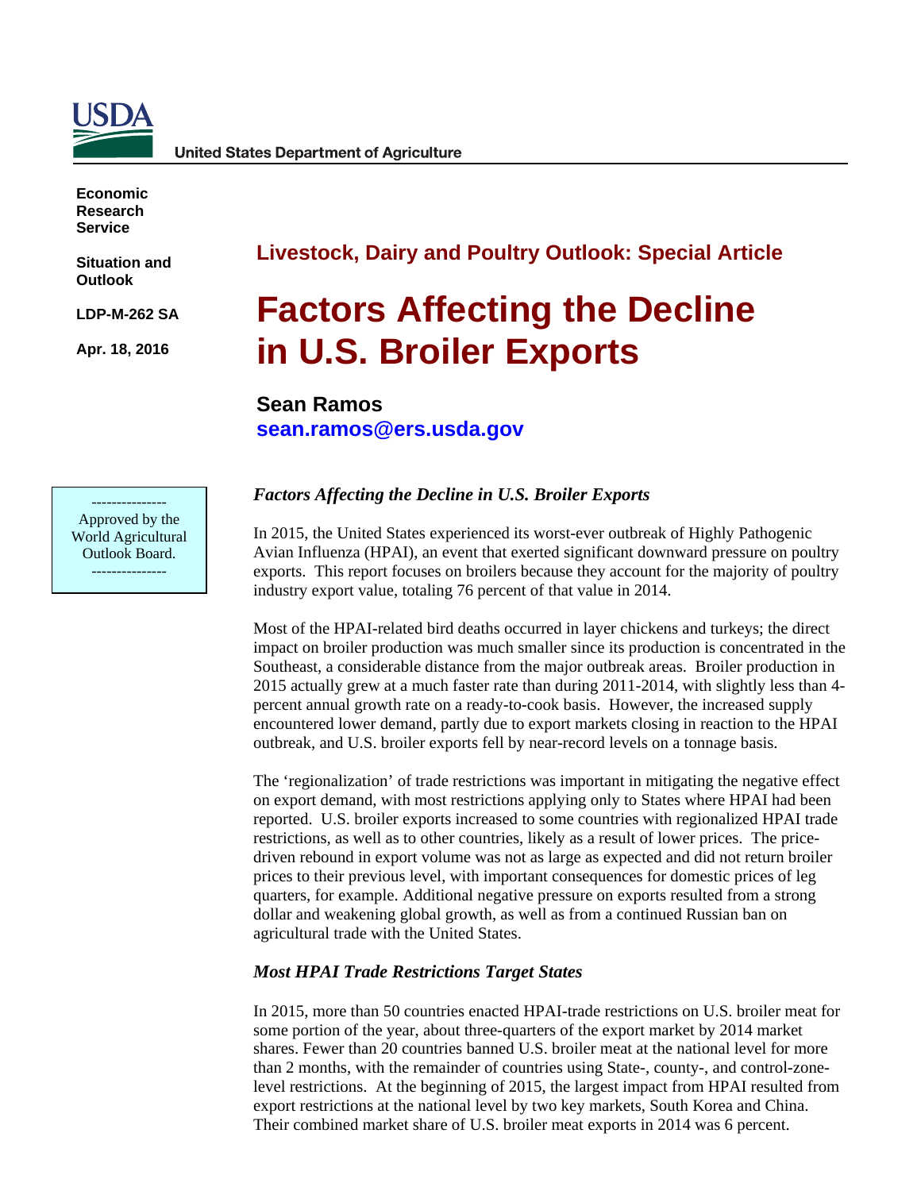**USDA**

**United States Department of Agriculture**

**Economic Research Service**

**Situation and Outlook**

**LDP-M-262 SA**

**Apr. 18, 2016**

---------------
Approved by the World Agricultural Outlook Board.
---------------

## Livestock, Dairy and Poultry Outlook: Special Article

# Factors Affecting the Decline in U.S. Broiler Exports

**Sean Ramos**
**sean.ramos@ers.usda.gov**

### *Factors Affecting the Decline in U.S. Broiler Exports*

In 2015, the United States experienced its worst-ever outbreak of Highly Pathogenic Avian Influenza (HPAI), an event that exerted significant downward pressure on poultry exports. This report focuses on broilers because they account for the majority of poultry industry export value, totaling 76 percent of that value in 2014.

Most of the HPAI-related bird deaths occurred in layer chickens and turkeys; the direct impact on broiler production was much smaller since its production is concentrated in the Southeast, a considerable distance from the major outbreak areas. Broiler production in 2015 actually grew at a much faster rate than during 2011-2014, with slightly less than 4-percent annual growth rate on a ready-to-cook basis. However, the increased supply encountered lower demand, partly due to export markets closing in reaction to the HPAI outbreak, and U.S. broiler exports fell by near-record levels on a tonnage basis.

The 'regionalization' of trade restrictions was important in mitigating the negative effect on export demand, with most restrictions applying only to States where HPAI had been reported. U.S. broiler exports increased to some countries with regionalized HPAI trade restrictions, as well as to other countries, likely as a result of lower prices. The price-driven rebound in export volume was not as large as expected and did not return broiler prices to their previous level, with important consequences for domestic prices of leg quarters, for example. Additional negative pressure on exports resulted from a strong dollar and weakening global growth, as well as from a continued Russian ban on agricultural trade with the United States.

### *Most HPAI Trade Restrictions Target States*

In 2015, more than 50 countries enacted HPAI-trade restrictions on U.S. broiler meat for some portion of the year, about three-quarters of the export market by 2014 market shares. Fewer than 20 countries banned U.S. broiler meat at the national level for more than 2 months, with the remainder of countries using State-, county-, and control-zone-level restrictions. At the beginning of 2015, the largest impact from HPAI resulted from export restrictions at the national level by two key markets, South Korea and China. Their combined market share of U.S. broiler meat exports in 2014 was 6 percent.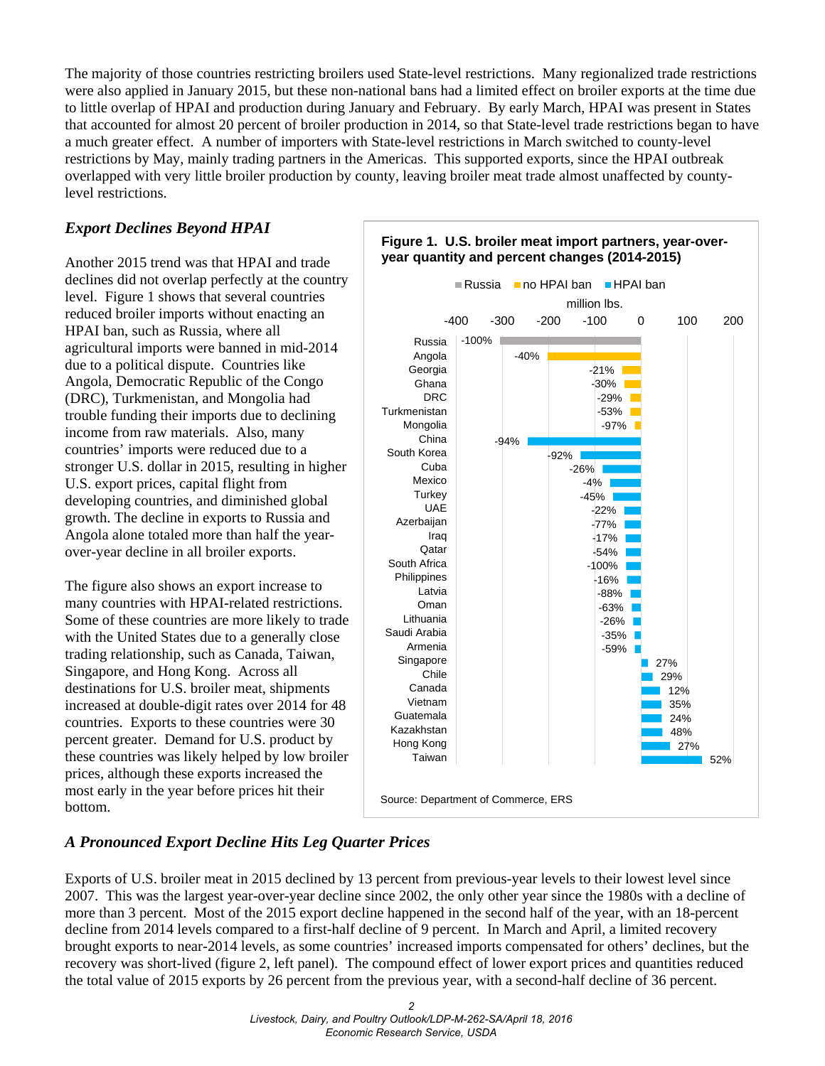The majority of those countries restricting broilers used State-level restrictions. Many regionalized trade restrictions were also applied in January 2015, but these non-national bans had a limited effect on broiler exports at the time due to little overlap of HPAI and production during January and February. By early March, HPAI was present in States that accounted for almost 20 percent of broiler production in 2014, so that State-level trade restrictions began to have a much greater effect. A number of importers with State-level restrictions in March switched to county-level restrictions by May, mainly trading partners in the Americas. This supported exports, since the HPAI outbreak overlapped with very little broiler production by county, leaving broiler meat trade almost unaffected by county-level restrictions.

### *Export Declines Beyond HPAI*

Another 2015 trend was that HPAI and trade declines did not overlap perfectly at the country level. Figure 1 shows that several countries reduced broiler imports without enacting an HPAI ban, such as Russia, where all agricultural imports were banned in mid-2014 due to a political dispute. Countries like Angola, Democratic Republic of the Congo (DRC), Turkmenistan, and Mongolia had trouble funding their imports due to declining income from raw materials. Also, many countries' imports were reduced due to a stronger U.S. dollar in 2015, resulting in higher U.S. export prices, capital flight from developing countries, and diminished global growth. The decline in exports to Russia and Angola alone totaled more than half the year-over-year decline in all broiler exports.

The figure also shows an export increase to many countries with HPAI-related restrictions. Some of these countries are more likely to trade with the United States due to a generally close trading relationship, such as Canada, Taiwan, Singapore, and Hong Kong. Across all destinations for U.S. broiler meat, shipments increased at double-digit rates over 2014 for 48 countries. Exports to these countries were 30 percent greater. Demand for U.S. product by these countries was likely helped by low broiler prices, although these exports increased the most early in the year before prices hit their bottom.

**Figure 1. U.S. broiler meat import partners, year-over-year quantity and percent changes (2014-2015)**

| Country | Category | Percent change |
|---|---|---|
| Russia | Russia | -100% |
| Angola | no HPAI ban | -40% |
| Georgia | no HPAI ban | -21% |
| Ghana | no HPAI ban | -30% |
| DRC | no HPAI ban | -29% |
| Turkmenistan | no HPAI ban | -53% |
| Mongolia | no HPAI ban | -97% |
| China | HPAI ban | -94% |
| South Korea | HPAI ban | -92% |
| Cuba | HPAI ban | -26% |
| Mexico | HPAI ban | -4% |
| Turkey | HPAI ban | -45% |
| UAE | HPAI ban | -22% |
| Azerbaijan | HPAI ban | -77% |
| Iraq | HPAI ban | -17% |
| Qatar | HPAI ban | -54% |
| South Africa | HPAI ban | -100% |
| Philippines | HPAI ban | -16% |
| Latvia | HPAI ban | -88% |
| Oman | HPAI ban | -63% |
| Lithuania | HPAI ban | -26% |
| Saudi Arabia | HPAI ban | -35% |
| Armenia | HPAI ban | -59% |
| Singapore | HPAI ban | 27% |
| Chile | HPAI ban | 29% |
| Canada | HPAI ban | 12% |
| Vietnam | HPAI ban | 35% |
| Guatemala | HPAI ban | 24% |
| Kazakhstan | HPAI ban | 48% |
| Hong Kong | HPAI ban | 27% |
| Taiwan | HPAI ban | 52% |

Quantity change in million lbs. (axis from -400 to 200).

Source: Department of Commerce, ERS

### *A Pronounced Export Decline Hits Leg Quarter Prices*

Exports of U.S. broiler meat in 2015 declined by 13 percent from previous-year levels to their lowest level since 2007. This was the largest year-over-year decline since 2002, the only other year since the 1980s with a decline of more than 3 percent. Most of the 2015 export decline happened in the second half of the year, with an 18-percent decline from 2014 levels compared to a first-half decline of 9 percent. In March and April, a limited recovery brought exports to near-2014 levels, as some countries' increased imports compensated for others' declines, but the recovery was short-lived (figure 2, left panel). The compound effect of lower export prices and quantities reduced the total value of 2015 exports by 26 percent from the previous year, with a second-half decline of 36 percent.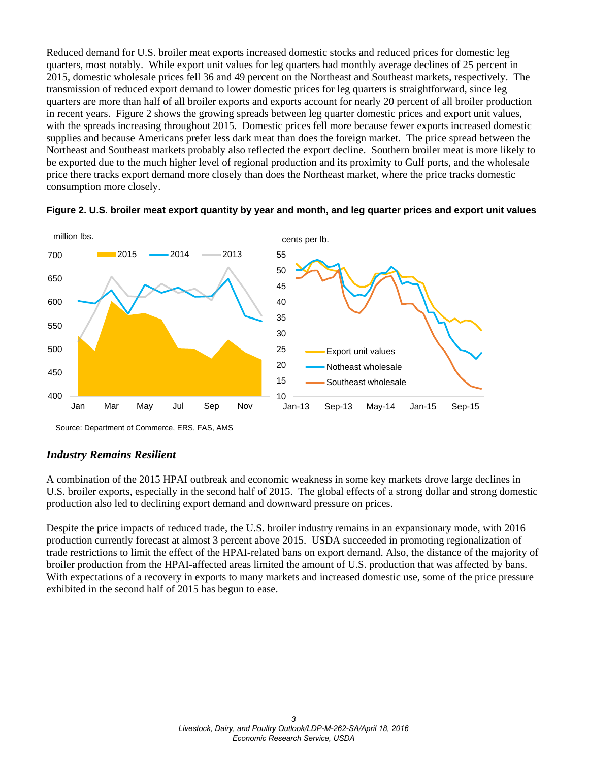Reduced demand for U.S. broiler meat exports increased domestic stocks and reduced prices for domestic leg quarters, most notably. While export unit values for leg quarters had monthly average declines of 25 percent in 2015, domestic wholesale prices fell 36 and 49 percent on the Northeast and Southeast markets, respectively. The transmission of reduced export demand to lower domestic prices for leg quarters is straightforward, since leg quarters are more than half of all broiler exports and exports account for nearly 20 percent of all broiler production in recent years. Figure 2 shows the growing spreads between leg quarter domestic prices and export unit values, with the spreads increasing throughout 2015. Domestic prices fell more because fewer exports increased domestic supplies and because Americans prefer less dark meat than does the foreign market. The price spread between the Northeast and Southeast markets probably also reflected the export decline. Southern broiler meat is more likely to be exported due to the much higher level of regional production and its proximity to Gulf ports, and the wholesale price there tracks export demand more closely than does the Northeast market, where the price tracks domestic consumption more closely.

**Figure 2. U.S. broiler meat export quantity by year and month, and leg quarter prices and export unit values**

million lbs.

2015 2014 2013

700
650
600
550
500
450
400

Jan Mar May Jul Sep Nov

cents per lb.

55
50
45
40
35
30
25
20
15
10

Jan-13 Sep-13 May-14 Jan-15 Sep-15

Export unit values
Notheast wholesale
Southeast wholesale

Source: Department of Commerce, ERS, FAS, AMS

### *Industry Remains Resilient*

A combination of the 2015 HPAI outbreak and economic weakness in some key markets drove large declines in U.S. broiler exports, especially in the second half of 2015. The global effects of a strong dollar and strong domestic production also led to declining export demand and downward pressure on prices.

Despite the price impacts of reduced trade, the U.S. broiler industry remains in an expansionary mode, with 2016 production currently forecast at almost 3 percent above 2015. USDA succeeded in promoting regionalization of trade restrictions to limit the effect of the HPAI-related bans on export demand. Also, the distance of the majority of broiler production from the HPAI-affected areas limited the amount of U.S. production that was affected by bans. With expectations of a recovery in exports to many markets and increased domestic use, some of the price pressure exhibited in the second half of 2015 has begun to ease.